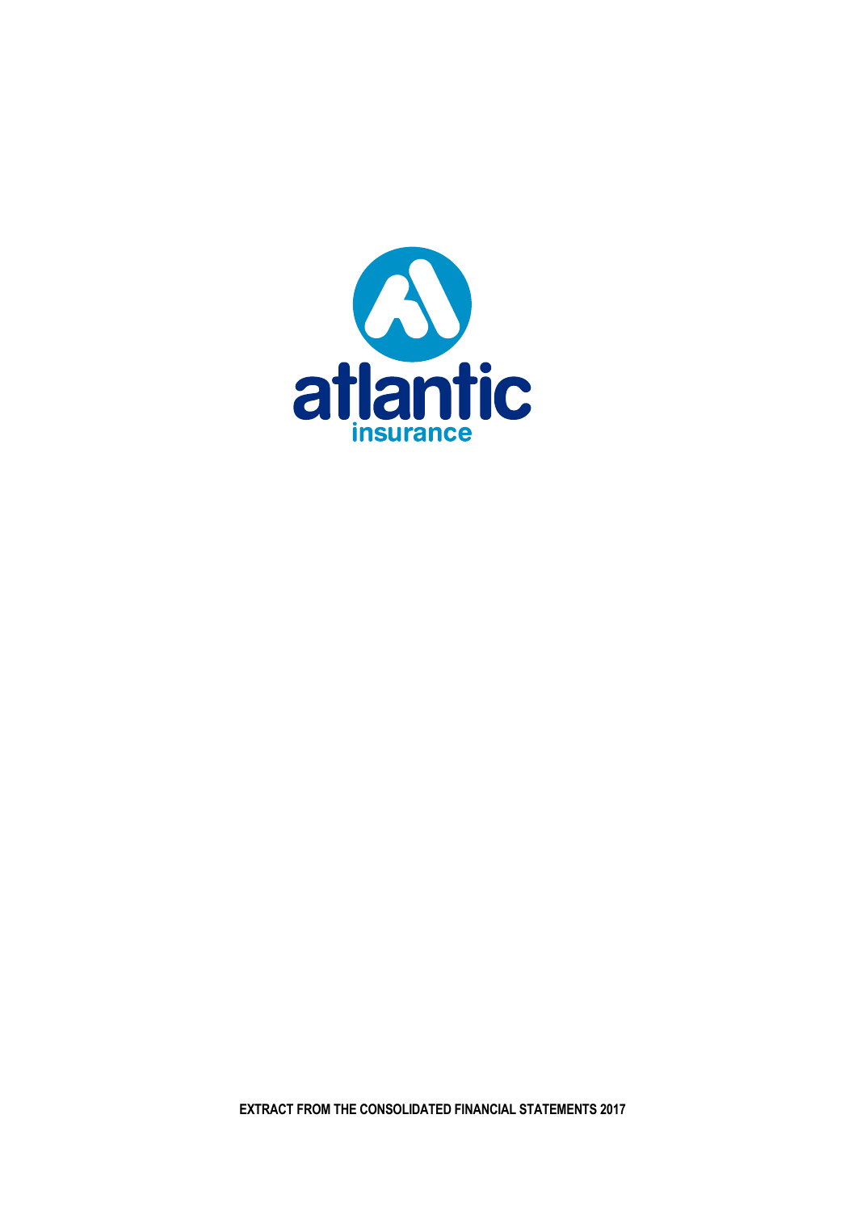atlantic

insurance

**EXTRACT FROM THE CONSOLIDATED FINANCIAL STATEMENTS 2017**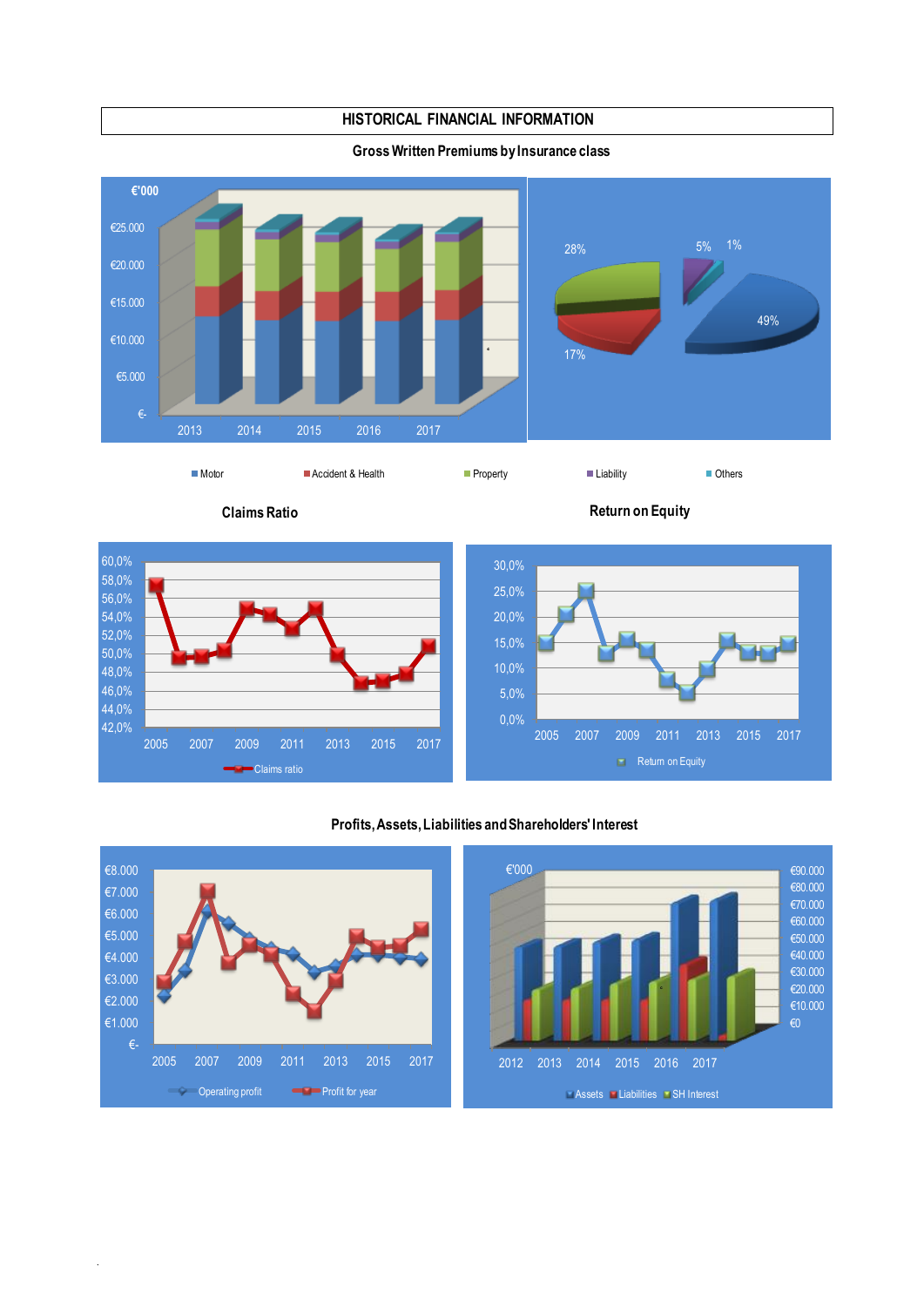# HISTORICAL FINANCIAL INFORMATION

## Gross Written Premiums by Insurance class

€'000

€25.000
€20.000
€15.000
€10.000
€5.000
€-

2013 2014 2015 2016 2017

28% 5% 1% 49% 17%

Motor | Accident & Health | Property | Liability | Others

## Claims Ratio

60,0%
58,0%
56,0%
54,0%
52,0%
50,0%
48,0%
46,0%
44,0%
42,0%

2005 2007 2009 2011 2013 2015 2017

Claims ratio

## Return on Equity

30,0%
25,0%
20,0%
15,0%
10,0%
5,0%
0,0%

2005 2007 2009 2011 2013 2015 2017

Return on Equity

## Profits, Assets, Liabilities and Shareholders' Interest

€8.000
€7.000
€6.000
€5.000
€4.000
€3.000
€2.000
€1.000
€-

2005 2007 2009 2011 2013 2015 2017

Operating profit | Profit for year

€'000

€90.000
€80.000
€70.000
€60.000
€50.000
€40.000
€30.000
€20.000
€10.000
€0

2012 2013 2014 2015 2016 2017

Assets | Liabilities | SH Interest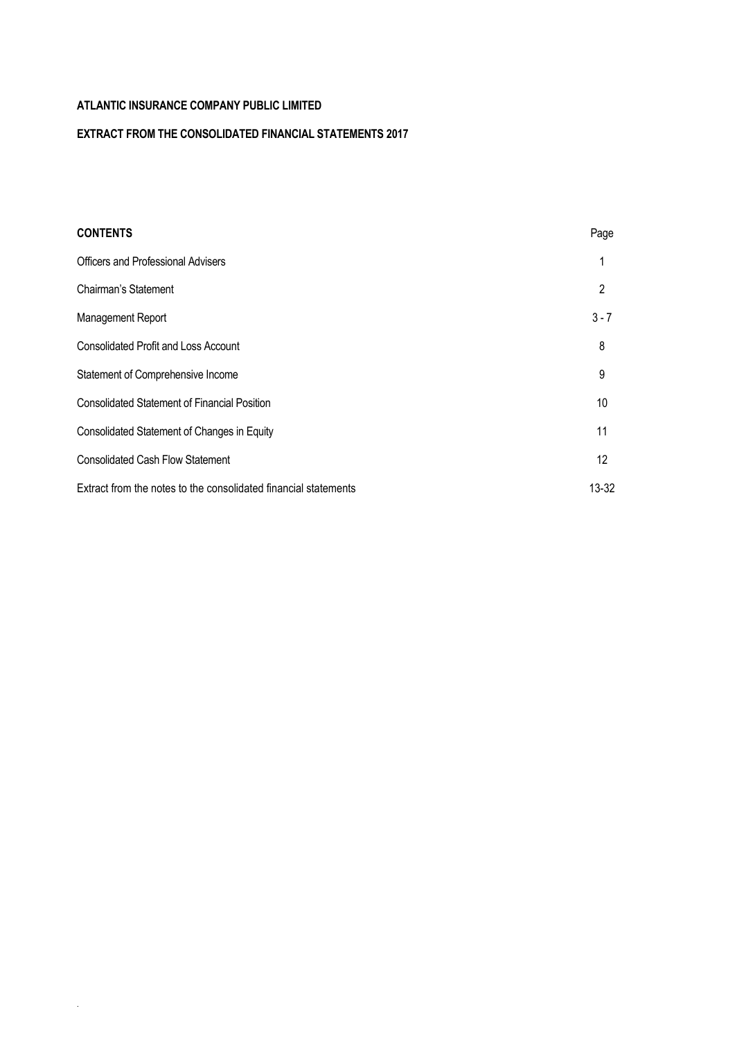**ATLANTIC INSURANCE COMPANY PUBLIC LIMITED**

**EXTRACT FROM THE CONSOLIDATED FINANCIAL STATEMENTS 2017**

| **CONTENTS** | Page |
|---|---|
| Officers and Professional Advisers | 1 |
| Chairman's Statement | 2 |
| Management Report | 3 - 7 |
| Consolidated Profit and Loss Account | 8 |
| Statement of Comprehensive Income | 9 |
| Consolidated Statement of Financial Position | 10 |
| Consolidated Statement of Changes in Equity | 11 |
| Consolidated Cash Flow Statement | 12 |
| Extract from the notes to the consolidated financial statements | 13-32 |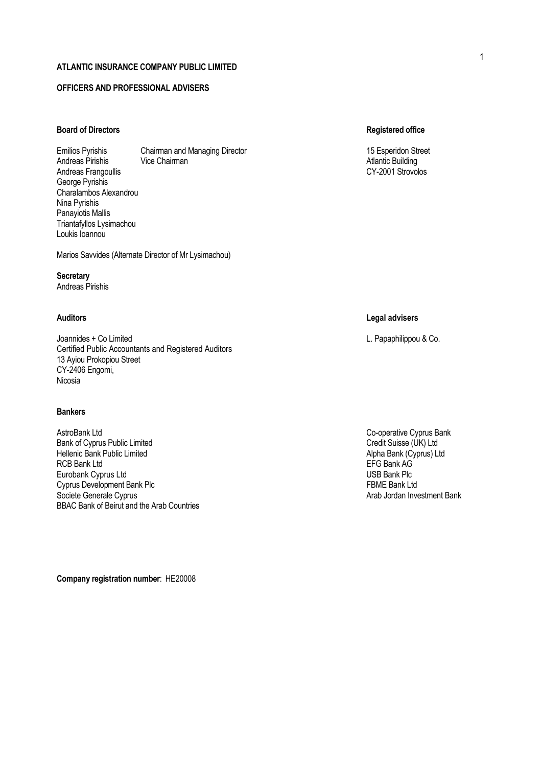**ATLANTIC INSURANCE COMPANY PUBLIC LIMITED**

**OFFICERS AND PROFESSIONAL ADVISERS**

**Board of Directors**

| | |
|---|---|
| Emilios Pyrishis | Chairman and Managing Director |
| Andreas Pirishis | Vice Chairman |
| Andreas Frangoullis | |
| George Pyrishis | |
| Charalambos Alexandrou | |
| Nina Pyrishis | |
| Panayiotis Mallis | |
| Triantafyllos Lysimachou | |
| Loukis Ioannou | |

Marios Savvides (Alternate Director of Mr Lysimachou)

**Registered office**

15 Esperidon Street
Atlantic Building
CY-2001 Strovolos

**Secretary**
Andreas Pirishis

**Auditors**

Joannides + Co Limited
Certified Public Accountants and Registered Auditors
13 Ayiou Prokopiou Street
CY-2406 Engomi,
Nicosia

**Legal advisers**

L. Papaphilippou & Co.

**Bankers**

AstroBank Ltd
Bank of Cyprus Public Limited
Hellenic Bank Public Limited
RCB Bank Ltd
Eurobank Cyprus Ltd
Cyprus Development Bank Plc
Societe Generale Cyprus
BBAC Bank of Beirut and the Arab Countries
Co-operative Cyprus Bank
Credit Suisse (UK) Ltd
Alpha Bank (Cyprus) Ltd
EFG Bank AG
USB Bank Plc
FBME Bank Ltd
Arab Jordan Investment Bank

**Company registration number**: HE20008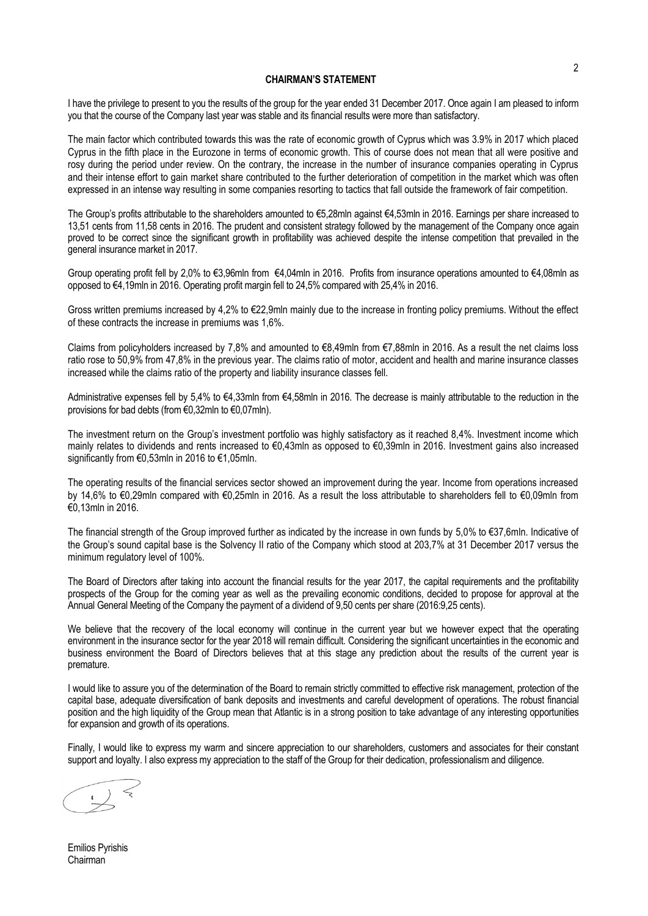## CHAIRMAN'S STATEMENT

I have the privilege to present to you the results of the group for the year ended 31 December 2017. Once again I am pleased to inform you that the course of the Company last year was stable and its financial results were more than satisfactory.

The main factor which contributed towards this was the rate of economic growth of Cyprus which was 3.9% in 2017 which placed Cyprus in the fifth place in the Eurozone in terms of economic growth. This of course does not mean that all were positive and rosy during the period under review. On the contrary, the increase in the number of insurance companies operating in Cyprus and their intense effort to gain market share contributed to the further deterioration of competition in the market which was often expressed in an intense way resulting in some companies resorting to tactics that fall outside the framework of fair competition.

The Group's profits attributable to the shareholders amounted to €5,28mln against €4,53mln in 2016. Earnings per share increased to 13,51 cents from 11,58 cents in 2016. The prudent and consistent strategy followed by the management of the Company once again proved to be correct since the significant growth in profitability was achieved despite the intense competition that prevailed in the general insurance market in 2017.

Group operating profit fell by 2,0% to €3,96mln from €4,04mln in 2016. Profits from insurance operations amounted to €4,08mln as opposed to €4,19mln in 2016. Operating profit margin fell to 24,5% compared with 25,4% in 2016.

Gross written premiums increased by 4,2% to €22,9mln mainly due to the increase in fronting policy premiums. Without the effect of these contracts the increase in premiums was 1,6%.

Claims from policyholders increased by 7,8% and amounted to €8,49mln from €7,88mln in 2016. As a result the net claims loss ratio rose to 50,9% from 47,8% in the previous year. The claims ratio of motor, accident and health and marine insurance classes increased while the claims ratio of the property and liability insurance classes fell.

Administrative expenses fell by 5,4% to €4,33mln from €4,58mln in 2016. The decrease is mainly attributable to the reduction in the provisions for bad debts (from €0,32mln to €0,07mln).

The investment return on the Group's investment portfolio was highly satisfactory as it reached 8,4%. Investment income which mainly relates to dividends and rents increased to €0,43mln as opposed to €0,39mln in 2016. Investment gains also increased significantly from €0,53mln in 2016 to €1,05mln.

The operating results of the financial services sector showed an improvement during the year. Income from operations increased by 14,6% to €0,29mln compared with €0,25mln in 2016. As a result the loss attributable to shareholders fell to €0,09mln from €0,13mln in 2016.

The financial strength of the Group improved further as indicated by the increase in own funds by 5,0% to €37,6mln. Indicative of the Group's sound capital base is the Solvency II ratio of the Company which stood at 203,7% at 31 December 2017 versus the minimum regulatory level of 100%.

The Board of Directors after taking into account the financial results for the year 2017, the capital requirements and the profitability prospects of the Group for the coming year as well as the prevailing economic conditions, decided to propose for approval at the Annual General Meeting of the Company the payment of a dividend of 9,50 cents per share (2016:9,25 cents).

We believe that the recovery of the local economy will continue in the current year but we however expect that the operating environment in the insurance sector for the year 2018 will remain difficult. Considering the significant uncertainties in the economic and business environment the Board of Directors believes that at this stage any prediction about the results of the current year is premature.

I would like to assure you of the determination of the Board to remain strictly committed to effective risk management, protection of the capital base, adequate diversification of bank deposits and investments and careful development of operations. The robust financial position and the high liquidity of the Group mean that Atlantic is in a strong position to take advantage of any interesting opportunities for expansion and growth of its operations.

Finally, I would like to express my warm and sincere appreciation to our shareholders, customers and associates for their constant support and loyalty. I also express my appreciation to the staff of the Group for their dedication, professionalism and diligence.

Emilios Pyrishis
Chairman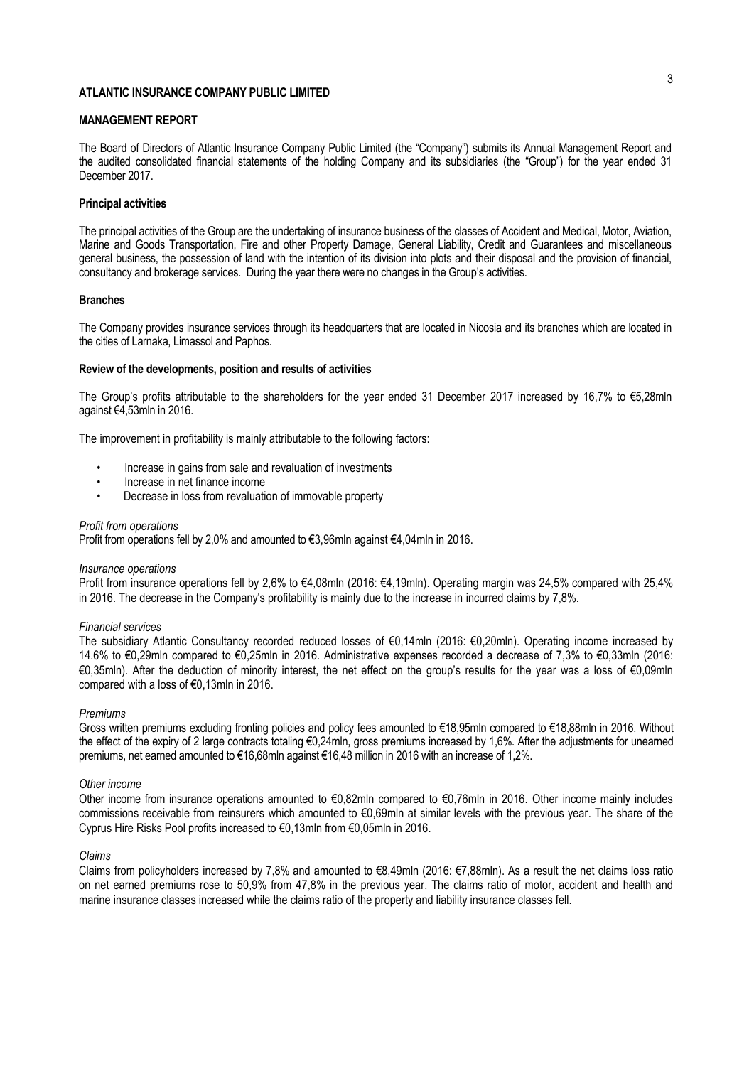**ATLANTIC INSURANCE COMPANY PUBLIC LIMITED**

**MANAGEMENT REPORT**

The Board of Directors of Atlantic Insurance Company Public Limited (the "Company") submits its Annual Management Report and the audited consolidated financial statements of the holding Company and its subsidiaries (the "Group") for the year ended 31 December 2017.

**Principal activities**

The principal activities of the Group are the undertaking of insurance business of the classes of Accident and Medical, Motor, Aviation, Marine and Goods Transportation, Fire and other Property Damage, General Liability, Credit and Guarantees and miscellaneous general business, the possession of land with the intention of its division into plots and their disposal and the provision of financial, consultancy and brokerage services. During the year there were no changes in the Group's activities.

**Branches**

The Company provides insurance services through its headquarters that are located in Nicosia and its branches which are located in the cities of Larnaka, Limassol and Paphos.

**Review of the developments, position and results of activities**

The Group's profits attributable to the shareholders for the year ended 31 December 2017 increased by 16,7% to €5,28mln against €4,53mln in 2016.

The improvement in profitability is mainly attributable to the following factors:

- Increase in gains from sale and revaluation of investments
- Increase in net finance income
- Decrease in loss from revaluation of immovable property

*Profit from operations*
Profit from operations fell by 2,0% and amounted to €3,96mln against €4,04mln in 2016.

*Insurance operations*
Profit from insurance operations fell by 2,6% to €4,08mln (2016: €4,19mln). Operating margin was 24,5% compared with 25,4% in 2016. The decrease in the Company's profitability is mainly due to the increase in incurred claims by 7,8%.

*Financial services*
The subsidiary Atlantic Consultancy recorded reduced losses of €0,14mln (2016: €0,20mln). Operating income increased by 14.6% to €0,29mln compared to €0,25mln in 2016. Administrative expenses recorded a decrease of 7,3% to €0,33mln (2016: €0,35mln). After the deduction of minority interest, the net effect on the group's results for the year was a loss of €0,09mln compared with a loss of €0,13mln in 2016.

*Premiums*
Gross written premiums excluding fronting policies and policy fees amounted to €18,95mln compared to €18,88mln in 2016. Without the effect of the expiry of 2 large contracts totaling €0,24mln, gross premiums increased by 1,6%. After the adjustments for unearned premiums, net earned amounted to €16,68mln against €16,48 million in 2016 with an increase of 1,2%.

*Other income*
Other income from insurance operations amounted to €0,82mln compared to €0,76mln in 2016. Other income mainly includes commissions receivable from reinsurers which amounted to €0,69mln at similar levels with the previous year. The share of the Cyprus Hire Risks Pool profits increased to €0,13mln from €0,05mln in 2016.

*Claims*
Claims from policyholders increased by 7,8% and amounted to €8,49mln (2016: €7,88mln). As a result the net claims loss ratio on net earned premiums rose to 50,9% from 47,8% in the previous year. The claims ratio of motor, accident and health and marine insurance classes increased while the claims ratio of the property and liability insurance classes fell.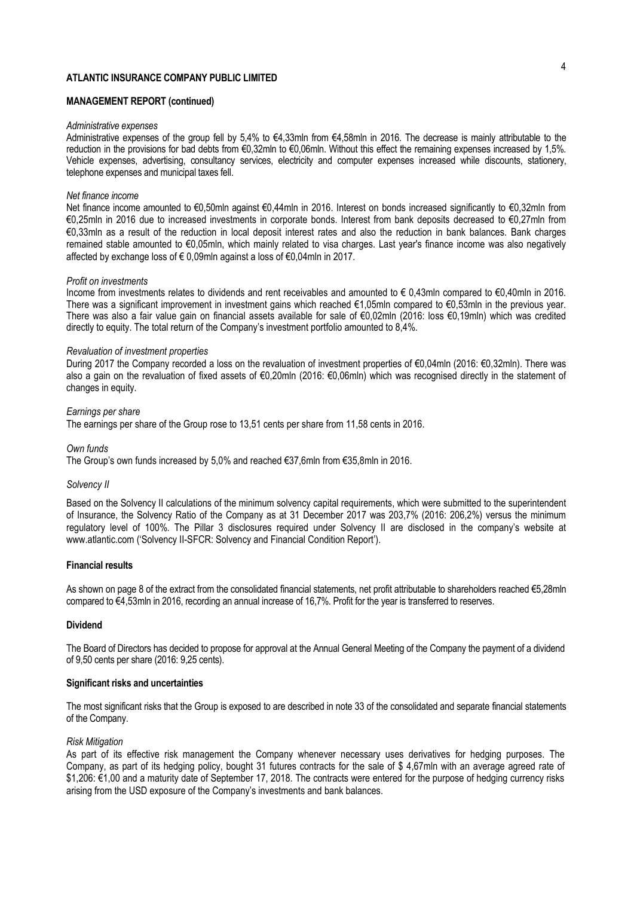**ATLANTIC INSURANCE COMPANY PUBLIC LIMITED**

**MANAGEMENT REPORT (continued)**

*Administrative expenses*

Administrative expenses of the group fell by 5,4% to €4,33mln from €4,58mln in 2016. The decrease is mainly attributable to the reduction in the provisions for bad debts from €0,32mln to €0,06mln. Without this effect the remaining expenses increased by 1,5%. Vehicle expenses, advertising, consultancy services, electricity and computer expenses increased while discounts, stationery, telephone expenses and municipal taxes fell.

*Net finance income*

Net finance income amounted to €0,50mln against €0,44mln in 2016. Interest on bonds increased significantly to €0,32mln from €0,25mln in 2016 due to increased investments in corporate bonds. Interest from bank deposits decreased to €0,27mln from €0,33mln as a result of the reduction in local deposit interest rates and also the reduction in bank balances. Bank charges remained stable amounted to €0,05mln, which mainly related to visa charges. Last year's finance income was also negatively affected by exchange loss of € 0,09mln against a loss of €0,04mln in 2017.

*Profit on investments*

Income from investments relates to dividends and rent receivables and amounted to € 0,43mln compared to €0,40mln in 2016. There was a significant improvement in investment gains which reached €1,05mln compared to €0,53mln in the previous year. There was also a fair value gain on financial assets available for sale of €0,02mln (2016: loss €0,19mln) which was credited directly to equity. The total return of the Company's investment portfolio amounted to 8,4%.

*Revaluation of investment properties*

During 2017 the Company recorded a loss on the revaluation of investment properties of €0,04mln (2016: €0,32mln). There was also a gain on the revaluation of fixed assets of €0,20mln (2016: €0,06mln) which was recognised directly in the statement of changes in equity.

*Earnings per share*

The earnings per share of the Group rose to 13,51 cents per share from 11,58 cents in 2016.

*Own funds*

The Group's own funds increased by 5,0% and reached €37,6mln from €35,8mln in 2016.

*Solvency II*

Based on the Solvency II calculations of the minimum solvency capital requirements, which were submitted to the superintendent of Insurance, the Solvency Ratio of the Company as at 31 December 2017 was 203,7% (2016: 206,2%) versus the minimum regulatory level of 100%. The Pillar 3 disclosures required under Solvency II are disclosed in the company's website at www.atlantic.com ('Solvency II-SFCR: Solvency and Financial Condition Report').

**Financial results**

As shown on page 8 of the extract from the consolidated financial statements, net profit attributable to shareholders reached €5,28mln compared to €4,53mln in 2016, recording an annual increase of 16,7%. Profit for the year is transferred to reserves.

**Dividend**

The Board of Directors has decided to propose for approval at the Annual General Meeting of the Company the payment of a dividend of 9,50 cents per share (2016: 9,25 cents).

**Significant risks and uncertainties**

The most significant risks that the Group is exposed to are described in note 33 of the consolidated and separate financial statements of the Company.

*Risk Mitigation*

As part of its effective risk management the Company whenever necessary uses derivatives for hedging purposes. The Company, as part of its hedging policy, bought 31 futures contracts for the sale of $ 4,67mln with an average agreed rate of $1,206: €1,00 and a maturity date of September 17, 2018. The contracts were entered for the purpose of hedging currency risks arising from the USD exposure of the Company's investments and bank balances.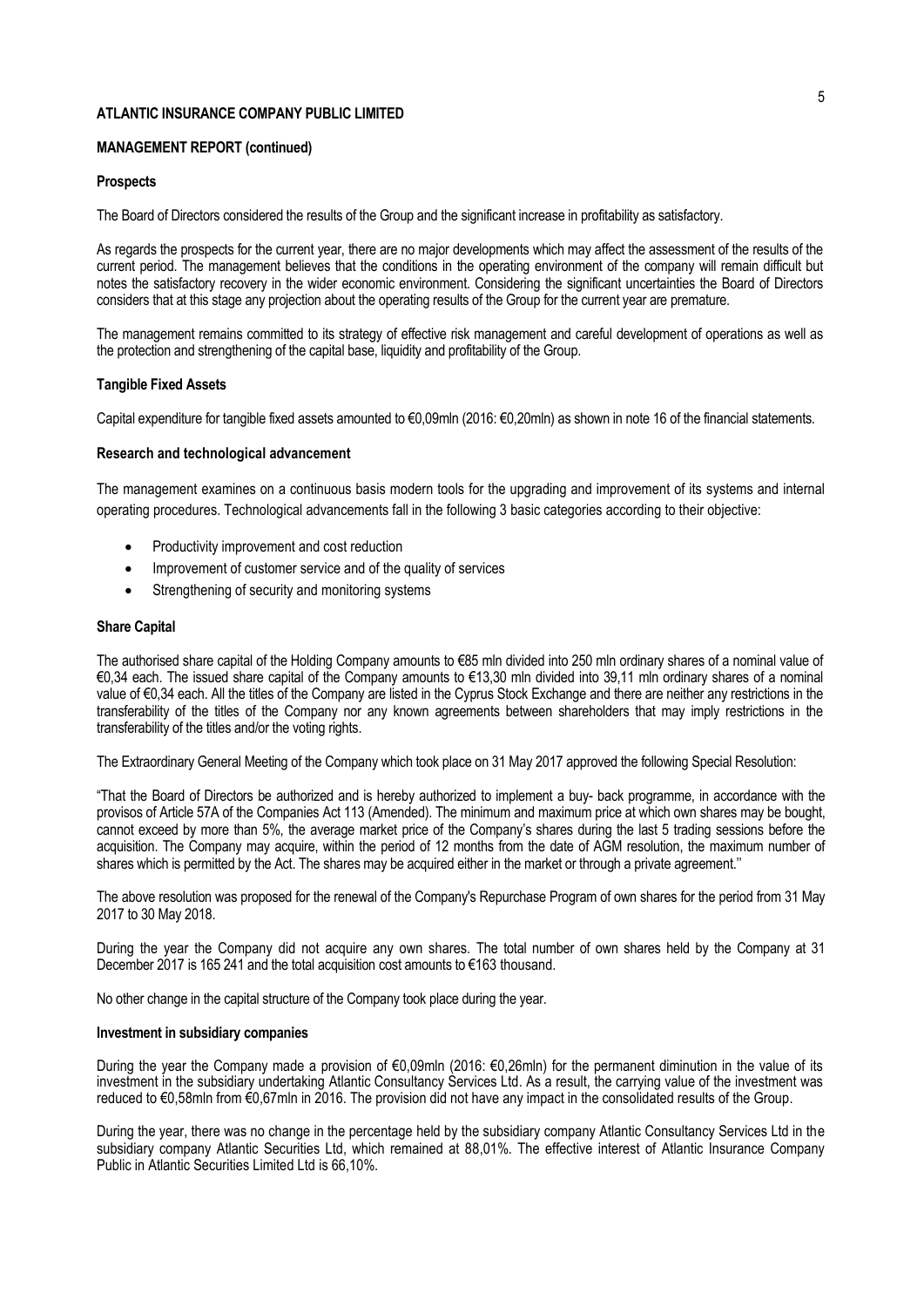**ATLANTIC INSURANCE COMPANY PUBLIC LIMITED**

**MANAGEMENT REPORT (continued)**

**Prospects**

The Board of Directors considered the results of the Group and the significant increase in profitability as satisfactory.

As regards the prospects for the current year, there are no major developments which may affect the assessment of the results of the current period. The management believes that the conditions in the operating environment of the company will remain difficult but notes the satisfactory recovery in the wider economic environment. Considering the significant uncertainties the Board of Directors considers that at this stage any projection about the operating results of the Group for the current year are premature.

The management remains committed to its strategy of effective risk management and careful development of operations as well as the protection and strengthening of the capital base, liquidity and profitability of the Group.

**Tangible Fixed Assets**

Capital expenditure for tangible fixed assets amounted to €0,09mln (2016: €0,20mln) as shown in note 16 of the financial statements.

**Research and technological advancement**

The management examines on a continuous basis modern tools for the upgrading and improvement of its systems and internal operating procedures. Technological advancements fall in the following 3 basic categories according to their objective:

- Productivity improvement and cost reduction
- Improvement of customer service and of the quality of services
- Strengthening of security and monitoring systems

**Share Capital**

The authorised share capital of the Holding Company amounts to €85 mln divided into 250 mln ordinary shares of a nominal value of €0,34 each. The issued share capital of the Company amounts to €13,30 mln divided into 39,11 mln ordinary shares of a nominal value of €0,34 each. All the titles of the Company are listed in the Cyprus Stock Exchange and there are neither any restrictions in the transferability of the titles of the Company nor any known agreements between shareholders that may imply restrictions in the transferability of the titles and/or the voting rights.

The Extraordinary General Meeting of the Company which took place on 31 May 2017 approved the following Special Resolution:

"That the Board of Directors be authorized and is hereby authorized to implement a buy- back programme, in accordance with the provisos of Article 57A of the Companies Act 113 (Amended). The minimum and maximum price at which own shares may be bought, cannot exceed by more than 5%, the average market price of the Company's shares during the last 5 trading sessions before the acquisition. The Company may acquire, within the period of 12 months from the date of AGM resolution, the maximum number of shares which is permitted by the Act. The shares may be acquired either in the market or through a private agreement.''

The above resolution was proposed for the renewal of the Company's Repurchase Program of own shares for the period from 31 May 2017 to 30 May 2018.

During the year the Company did not acquire any own shares. The total number of own shares held by the Company at 31 December 2017 is 165 241 and the total acquisition cost amounts to €163 thousand.

No other change in the capital structure of the Company took place during the year.

**Investment in subsidiary companies**

During the year the Company made a provision of €0,09mln (2016: €0,26mln) for the permanent diminution in the value of its investment in the subsidiary undertaking Atlantic Consultancy Services Ltd. As a result, the carrying value of the investment was reduced to €0,58mln from €0,67mln in 2016. The provision did not have any impact in the consolidated results of the Group.

During the year, there was no change in the percentage held by the subsidiary company Atlantic Consultancy Services Ltd in the subsidiary company Atlantic Securities Ltd, which remained at 88,01%. The effective interest of Atlantic Insurance Company Public in Atlantic Securities Limited Ltd is 66,10%.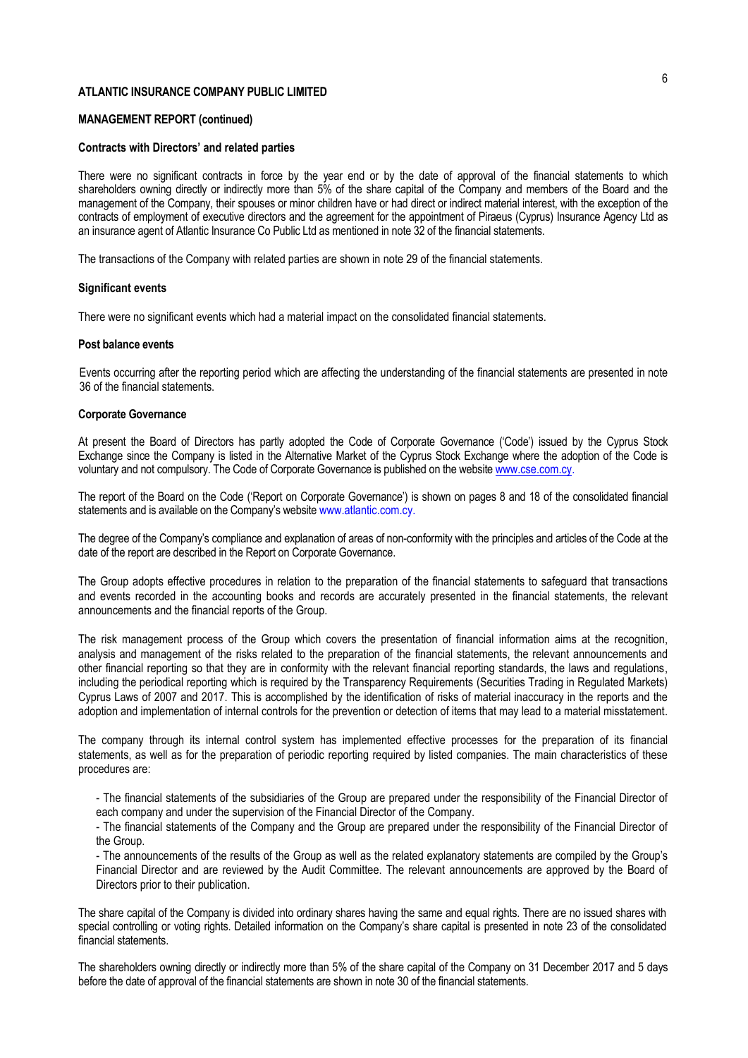**ATLANTIC INSURANCE COMPANY PUBLIC LIMITED**

**MANAGEMENT REPORT (continued)**

**Contracts with Directors' and related parties**

There were no significant contracts in force by the year end or by the date of approval of the financial statements to which shareholders owning directly or indirectly more than 5% of the share capital of the Company and members of the Board and the management of the Company, their spouses or minor children have or had direct or indirect material interest, with the exception of the contracts of employment of executive directors and the agreement for the appointment of Piraeus (Cyprus) Insurance Agency Ltd as an insurance agent of Atlantic Insurance Co Public Ltd as mentioned in note 32 of the financial statements.

The transactions of the Company with related parties are shown in note 29 of the financial statements.

**Significant events**

There were no significant events which had a material impact on the consolidated financial statements.

**Post balance events**

Events occurring after the reporting period which are affecting the understanding of the financial statements are presented in note 36 of the financial statements.

**Corporate Governance**

At present the Board of Directors has partly adopted the Code of Corporate Governance ('Code') issued by the Cyprus Stock Exchange since the Company is listed in the Alternative Market of the Cyprus Stock Exchange where the adoption of the Code is voluntary and not compulsory. The Code of Corporate Governance is published on the website www.cse.com.cy.

The report of the Board on the Code ('Report on Corporate Governance') is shown on pages 8 and 18 of the consolidated financial statements and is available on the Company's website www.atlantic.com.cy.

The degree of the Company's compliance and explanation of areas of non-conformity with the principles and articles of the Code at the date of the report are described in the Report on Corporate Governance.

The Group adopts effective procedures in relation to the preparation of the financial statements to safeguard that transactions and events recorded in the accounting books and records are accurately presented in the financial statements, the relevant announcements and the financial reports of the Group.

The risk management process of the Group which covers the presentation of financial information aims at the recognition, analysis and management of the risks related to the preparation of the financial statements, the relevant announcements and other financial reporting so that they are in conformity with the relevant financial reporting standards, the laws and regulations, including the periodical reporting which is required by the Transparency Requirements (Securities Trading in Regulated Markets) Cyprus Laws of 2007 and 2017. This is accomplished by the identification of risks of material inaccuracy in the reports and the adoption and implementation of internal controls for the prevention or detection of items that may lead to a material misstatement.

The company through its internal control system has implemented effective processes for the preparation of its financial statements, as well as for the preparation of periodic reporting required by listed companies. The main characteristics of these procedures are:

- The financial statements of the subsidiaries of the Group are prepared under the responsibility of the Financial Director of each company and under the supervision of the Financial Director of the Company.
- The financial statements of the Company and the Group are prepared under the responsibility of the Financial Director of the Group.
- The announcements of the results of the Group as well as the related explanatory statements are compiled by the Group's Financial Director and are reviewed by the Audit Committee. The relevant announcements are approved by the Board of Directors prior to their publication.

The share capital of the Company is divided into ordinary shares having the same and equal rights. There are no issued shares with special controlling or voting rights. Detailed information on the Company's share capital is presented in note 23 of the consolidated financial statements.

The shareholders owning directly or indirectly more than 5% of the share capital of the Company on 31 December 2017 and 5 days before the date of approval of the financial statements are shown in note 30 of the financial statements.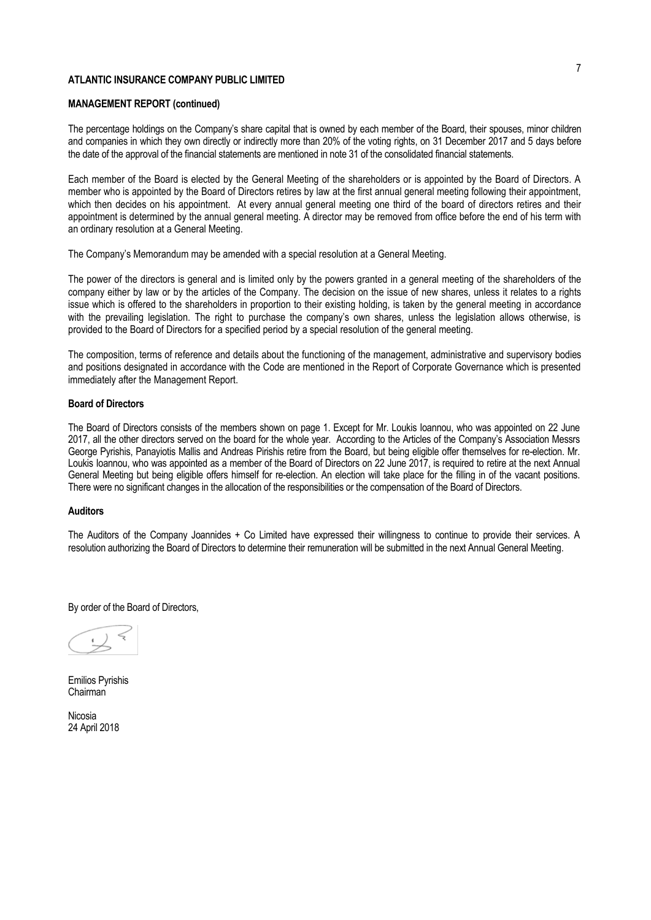**ATLANTIC INSURANCE COMPANY PUBLIC LIMITED**

**MANAGEMENT REPORT (continued)**

The percentage holdings on the Company's share capital that is owned by each member of the Board, their spouses, minor children and companies in which they own directly or indirectly more than 20% of the voting rights, on 31 December 2017 and 5 days before the date of the approval of the financial statements are mentioned in note 31 of the consolidated financial statements.

Each member of the Board is elected by the General Meeting of the shareholders or is appointed by the Board of Directors. A member who is appointed by the Board of Directors retires by law at the first annual general meeting following their appointment, which then decides on his appointment. At every annual general meeting one third of the board of directors retires and their appointment is determined by the annual general meeting. A director may be removed from office before the end of his term with an ordinary resolution at a General Meeting.

The Company's Memorandum may be amended with a special resolution at a General Meeting.

The power of the directors is general and is limited only by the powers granted in a general meeting of the shareholders of the company either by law or by the articles of the Company. The decision on the issue of new shares, unless it relates to a rights issue which is offered to the shareholders in proportion to their existing holding, is taken by the general meeting in accordance with the prevailing legislation. The right to purchase the company's own shares, unless the legislation allows otherwise, is provided to the Board of Directors for a specified period by a special resolution of the general meeting.

The composition, terms of reference and details about the functioning of the management, administrative and supervisory bodies and positions designated in accordance with the Code are mentioned in the Report of Corporate Governance which is presented immediately after the Management Report.

**Board of Directors**

The Board of Directors consists of the members shown on page 1. Except for Mr. Loukis Ioannou, who was appointed on 22 June 2017, all the other directors served on the board for the whole year. According to the Articles of the Company's Association Messrs George Pyrishis, Panayiotis Mallis and Andreas Pirishis retire from the Board, but being eligible offer themselves for re-election. Mr. Loukis Ioannou, who was appointed as a member of the Board of Directors on 22 June 2017, is required to retire at the next Annual General Meeting but being eligible offers himself for re-election. An election will take place for the filling in of the vacant positions. There were no significant changes in the allocation of the responsibilities or the compensation of the Board of Directors.

**Auditors**

The Auditors of the Company Joannides + Co Limited have expressed their willingness to continue to provide their services. A resolution authorizing the Board of Directors to determine their remuneration will be submitted in the next Annual General Meeting.

By order of the Board of Directors,

Emilios Pyrishis
Chairman

Nicosia
24 April 2018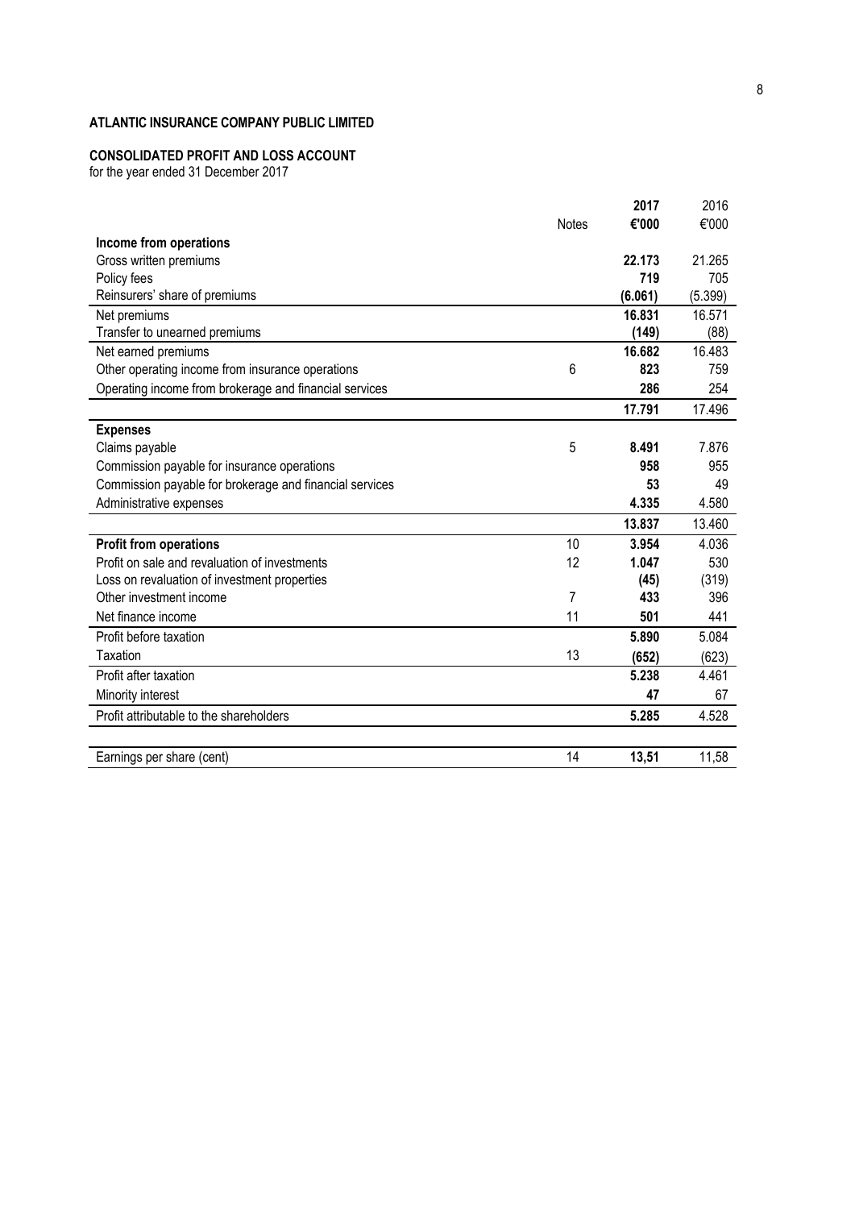**ATLANTIC INSURANCE COMPANY PUBLIC LIMITED**

**CONSOLIDATED PROFIT AND LOSS ACCOUNT**
for the year ended 31 December 2017

| | Notes | **2017** | 2016 |
|---|---|---|---|
| | | **€'000** | €'000 |
| **Income from operations** | | | |
| Gross written premiums | | **22.173** | 21.265 |
| Policy fees | | **719** | 705 |
| Reinsurers' share of premiums | | **(6.061)** | (5.399) |
| Net premiums | | **16.831** | 16.571 |
| Transfer to unearned premiums | | **(149)** | (88) |
| Net earned premiums | | **16.682** | 16.483 |
| Other operating income from insurance operations | 6 | **823** | 759 |
| Operating income from brokerage and financial services | | **286** | 254 |
| | | **17.791** | 17.496 |
| **Expenses** | | | |
| Claims payable | 5 | **8.491** | 7.876 |
| Commission payable for insurance operations | | **958** | 955 |
| Commission payable for brokerage and financial services | | **53** | 49 |
| Administrative expenses | | **4.335** | 4.580 |
| | | **13.837** | 13.460 |
| **Profit from operations** | 10 | **3.954** | 4.036 |
| Profit on sale and revaluation of investments | 12 | **1.047** | 530 |
| Loss on revaluation of investment properties | | **(45)** | (319) |
| Other investment income | 7 | **433** | 396 |
| Net finance income | 11 | **501** | 441 |
| Profit before taxation | | **5.890** | 5.084 |
| Taxation | 13 | **(652)** | (623) |
| Profit after taxation | | **5.238** | 4.461 |
| Minority interest | | **47** | 67 |
| Profit attributable to the shareholders | | **5.285** | 4.528 |
| | | | |
| Earnings per share (cent) | 14 | **13,51** | 11,58 |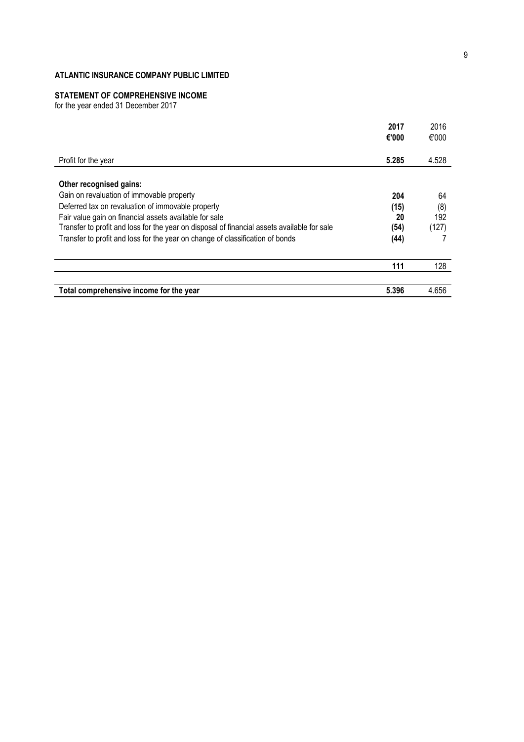**ATLANTIC INSURANCE COMPANY PUBLIC LIMITED**

**STATEMENT OF COMPREHENSIVE INCOME**

for the year ended 31 December 2017

| | **2017** | 2016 |
|---|---|---|
| | **€'000** | €'000 |
| Profit for the year | **5.285** | 4.528 |
| **Other recognised gains:** | | |
| Gain on revaluation of immovable property | **204** | 64 |
| Deferred tax on revaluation of immovable property | **(15)** | (8) |
| Fair value gain on financial assets available for sale | **20** | 192 |
| Transfer to profit and loss for the year on disposal of financial assets available for sale | **(54)** | (127) |
| Transfer to profit and loss for the year on change of classification of bonds | **(44)** | 7 |
| | **111** | 128 |
| **Total comprehensive income for the year** | **5.396** | 4.656 |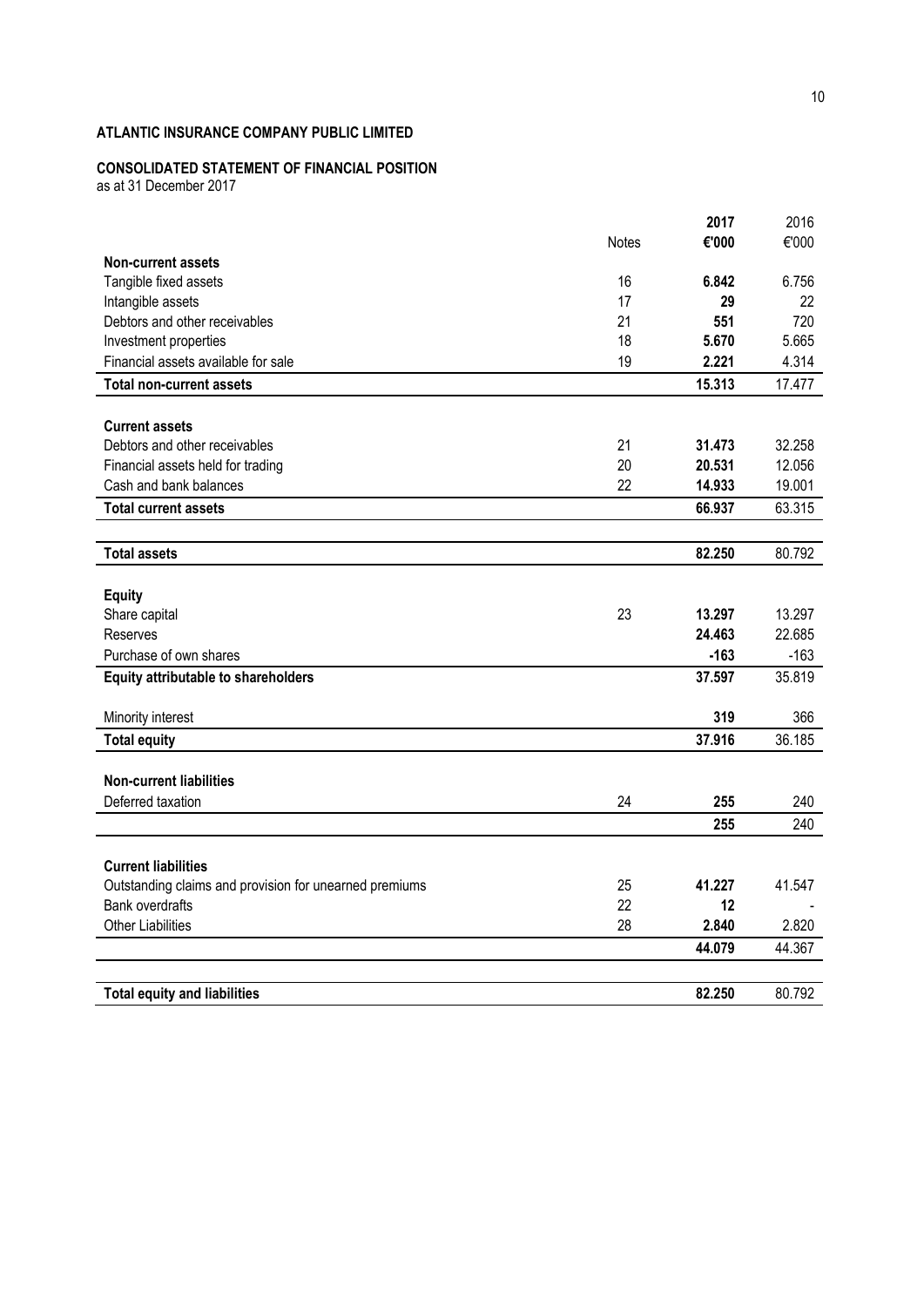**ATLANTIC INSURANCE COMPANY PUBLIC LIMITED**

**CONSOLIDATED STATEMENT OF FINANCIAL POSITION**
as at 31 December 2017

| | Notes | **2017** | 2016 |
|---|---|---|---|
| | | **€'000** | €'000 |
| **Non-current assets** | | | |
| Tangible fixed assets | 16 | **6.842** | 6.756 |
| Intangible assets | 17 | **29** | 22 |
| Debtors and other receivables | 21 | **551** | 720 |
| Investment properties | 18 | **5.670** | 5.665 |
| Financial assets available for sale | 19 | **2.221** | 4.314 |
| **Total non-current assets** | | **15.313** | 17.477 |
| | | | |
| **Current assets** | | | |
| Debtors and other receivables | 21 | **31.473** | 32.258 |
| Financial assets held for trading | 20 | **20.531** | 12.056 |
| Cash and bank balances | 22 | **14.933** | 19.001 |
| **Total current assets** | | **66.937** | 63.315 |
| | | | |
| **Total assets** | | **82.250** | 80.792 |
| | | | |
| **Equity** | | | |
| Share capital | 23 | **13.297** | 13.297 |
| Reserves | | **24.463** | 22.685 |
| Purchase of own shares | | **-163** | -163 |
| **Equity attributable to shareholders** | | **37.597** | 35.819 |
| | | | |
| Minority interest | | **319** | 366 |
| **Total equity** | | **37.916** | 36.185 |
| | | | |
| **Non-current liabilities** | | | |
| Deferred taxation | 24 | **255** | 240 |
| | | **255** | 240 |
| | | | |
| **Current liabilities** | | | |
| Outstanding claims and provision for unearned premiums | 25 | **41.227** | 41.547 |
| Bank overdrafts | 22 | **12** | - |
| Other Liabilities | 28 | **2.840** | 2.820 |
| | | **44.079** | 44.367 |
| | | | |
| **Total equity and liabilities** | | **82.250** | 80.792 |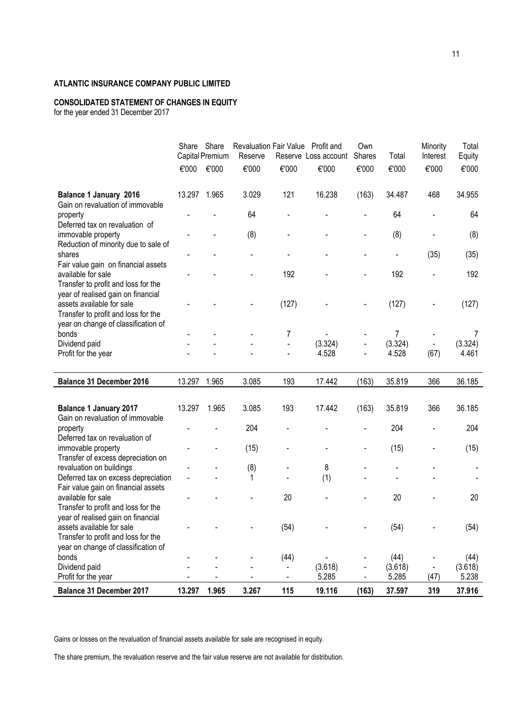**ATLANTIC INSURANCE COMPANY PUBLIC LIMITED**

**CONSOLIDATED STATEMENT OF CHANGES IN EQUITY**
for the year ended 31 December 2017

| | Share Capital | Share Premium | Revaluation Reserve | Fair Value Reserve | Profit and Loss account | Own Shares | Total | Minority Interest | Total Equity |
|---|---|---|---|---|---|---|---|---|---|
| | €'000 | €'000 | €'000 | €'000 | €'000 | €'000 | €'000 | €'000 | €'000 |
| **Balance 1 January 2016** | 13.297 | 1.965 | 3.029 | 121 | 16.238 | (163) | 34.487 | 468 | 34.955 |
| Gain on revaluation of immovable property | - | - | 64 | - | - | - | 64 | - | 64 |
| Deferred tax on revaluation of immovable property | - | - | (8) | - | - | - | (8) | - | (8) |
| Reduction of minority due to sale of shares | - | - | - | - | - | - | - | (35) | (35) |
| Fair value gain on financial assets available for sale | - | - | - | 192 | - | - | 192 | - | 192 |
| Transfer to profit and loss for the year of realised gain on financial assets available for sale | - | - | - | (127) | - | - | (127) | - | (127) |
| Transfer to profit and loss for the year on change of classification of bonds | - | - | - | 7 | - | - | 7 | - | 7 |
| Dividend paid | - | - | - | - | (3.324) | - | (3.324) | - | (3.324) |
| Profit for the year | - | - | - | - | 4.528 | - | 4.528 | (67) | 4.461 |
| **Balance 31 December 2016** | 13.297 | 1.965 | 3.085 | 193 | 17.442 | (163) | 35.819 | 366 | 36.185 |
| **Balance 1 January 2017** | 13.297 | 1.965 | 3.085 | 193 | 17.442 | (163) | 35.819 | 366 | 36.185 |
| Gain on revaluation of immovable property | - | - | 204 | - | - | - | 204 | - | 204 |
| Deferred tax on revaluation of immovable property | - | - | (15) | - | - | - | (15) | - | (15) |
| Transfer of excess depreciation on revaluation on buildings | - | - | (8) | - | 8 | - | - | - | - |
| Deferred tax on excess depreciation | - | - | 1 | - | (1) | - | - | - | - |
| Fair value gain on financial assets available for sale | - | - | - | 20 | - | - | 20 | - | 20 |
| Transfer to profit and loss for the year of realised gain on financial assets available for sale | - | - | - | (54) | - | - | (54) | - | (54) |
| Transfer to profit and loss for the year on change of classification of bonds | - | - | - | (44) | - | - | (44) | - | (44) |
| Dividend paid | - | - | - | - | (3.618) | - | (3.618) | - | (3.618) |
| Profit for the year | - | - | - | - | 5.285 | - | 5.285 | (47) | 5.238 |
| **Balance 31 December 2017** | **13.297** | **1.965** | **3.267** | **115** | **19.116** | **(163)** | **37.597** | **319** | **37.916** |

Gains or losses on the revaluation of financial assets available for sale are recognised in equity.

The share premium, the revaluation reserve and the fair value reserve are not available for distribution.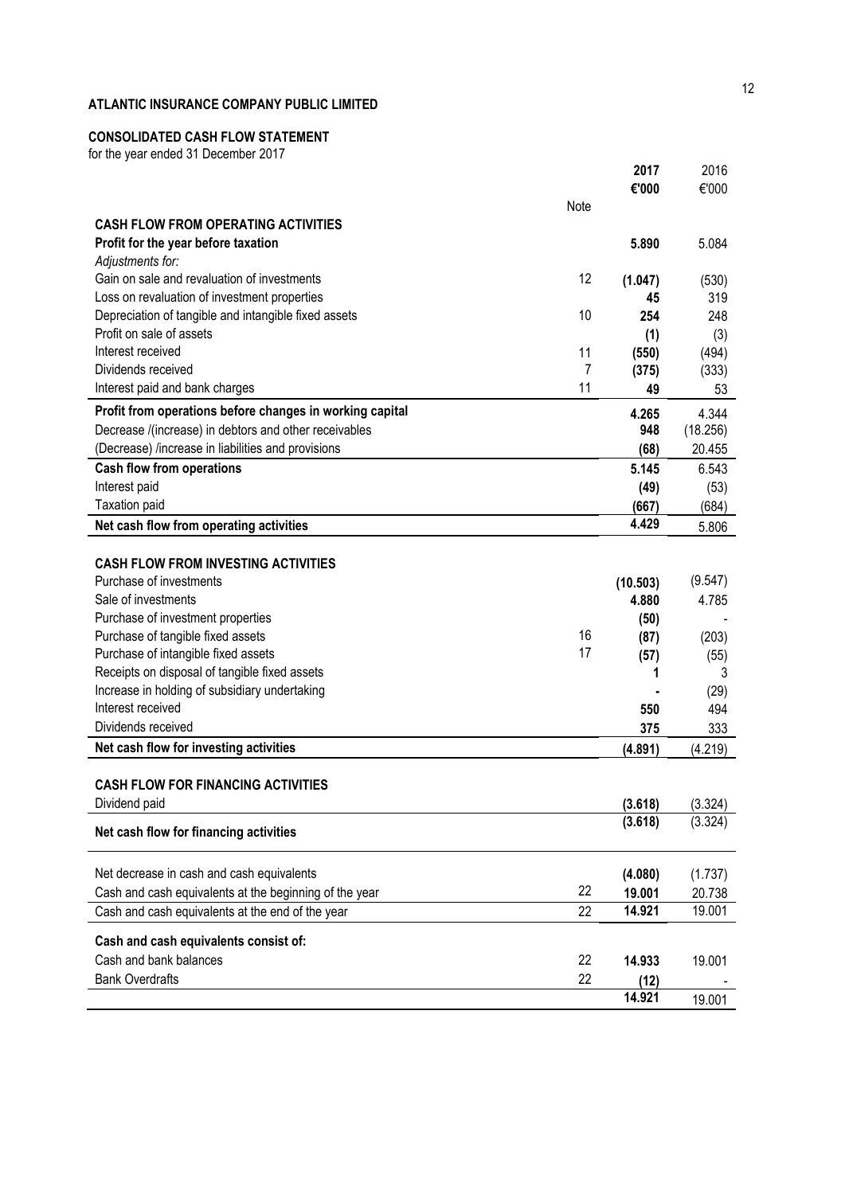**ATLANTIC INSURANCE COMPANY PUBLIC LIMITED**

**CONSOLIDATED CASH FLOW STATEMENT**

for the year ended 31 December 2017

| | Note | **2017** | 2016 |
|---|---|---|---|
| | | **€'000** | €'000 |
| **CASH FLOW FROM OPERATING ACTIVITIES** | | | |
| **Profit for the year before taxation** | | **5.890** | 5.084 |
| *Adjustments for:* | | | |
| Gain on sale and revaluation of investments | 12 | **(1.047)** | (530) |
| Loss on revaluation of investment properties | | **45** | 319 |
| Depreciation of tangible and intangible fixed assets | 10 | **254** | 248 |
| Profit on sale of assets | | **(1)** | (3) |
| Interest received | 11 | **(550)** | (494) |
| Dividends received | 7 | **(375)** | (333) |
| Interest paid and bank charges | 11 | **49** | 53 |
| **Profit from operations before changes in working capital** | | **4.265** | 4.344 |
| Decrease /(increase) in debtors and other receivables | | **948** | (18.256) |
| (Decrease) /increase in liabilities and provisions | | **(68)** | 20.455 |
| **Cash flow from operations** | | **5.145** | 6.543 |
| Interest paid | | **(49)** | (53) |
| Taxation paid | | **(667)** | (684) |
| **Net cash flow from operating activities** | | **4.429** | 5.806 |
| | | | |
| **CASH FLOW FROM INVESTING ACTIVITIES** | | | |
| Purchase of investments | | **(10.503)** | (9.547) |
| Sale of investments | | **4.880** | 4.785 |
| Purchase of investment properties | | **(50)** | - |
| Purchase of tangible fixed assets | 16 | **(87)** | (203) |
| Purchase of intangible fixed assets | 17 | **(57)** | (55) |
| Receipts on disposal of tangible fixed assets | | **1** | 3 |
| Increase in holding of subsidiary undertaking | | **-** | (29) |
| Interest received | | **550** | 494 |
| Dividends received | | **375** | 333 |
| **Net cash flow for investing activities** | | **(4.891)** | (4.219) |
| | | | |
| **CASH FLOW FOR FINANCING ACTIVITIES** | | | |
| Dividend paid | | **(3.618)** | (3.324) |
| **Net cash flow for financing activities** | | **(3.618)** | (3.324) |
| | | | |
| Net decrease in cash and cash equivalents | | **(4.080)** | (1.737) |
| Cash and cash equivalents at the beginning of the year | 22 | **19.001** | 20.738 |
| Cash and cash equivalents at the end of the year | 22 | **14.921** | 19.001 |
| | | | |
| **Cash and cash equivalents consist of:** | | | |
| Cash and bank balances | 22 | **14.933** | 19.001 |
| Bank Overdrafts | 22 | **(12)** | - |
| | | **14.921** | 19.001 |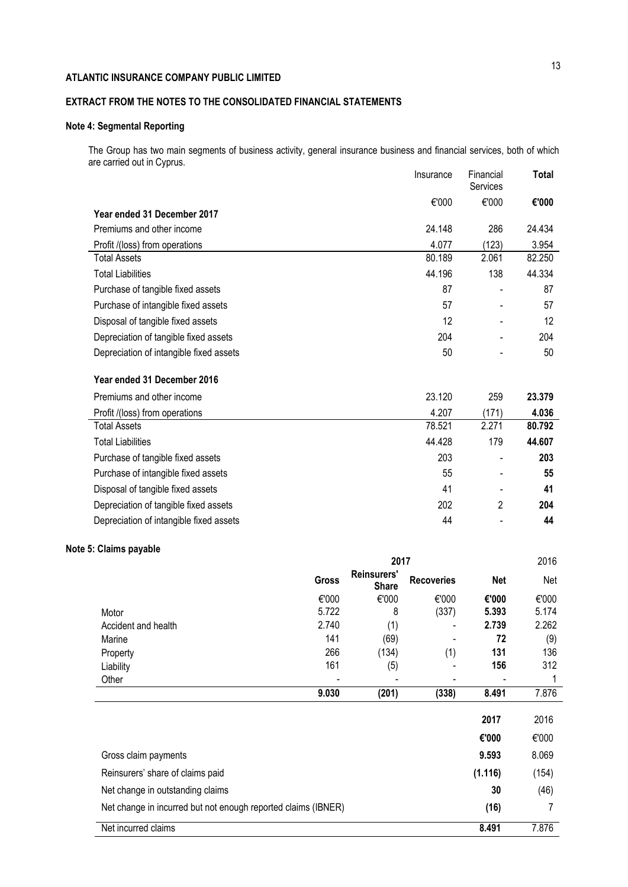**ATLANTIC INSURANCE COMPANY PUBLIC LIMITED**

**EXTRACT FROM THE NOTES TO THE CONSOLIDATED FINANCIAL STATEMENTS**

**Note 4: Segmental Reporting**

The Group has two main segments of business activity, general insurance business and financial services, both of which are carried out in Cyprus.

| | Insurance | Financial Services | **Total** |
|---|---|---|---|
| | €'000 | €'000 | **€'000** |
| **Year ended 31 December 2017** | | | |
| Premiums and other income | 24.148 | 286 | 24.434 |
| Profit /(loss) from operations | 4.077 | (123) | 3.954 |
| Total Assets | 80.189 | 2.061 | 82.250 |
| Total Liabilities | 44.196 | 138 | 44.334 |
| Purchase of tangible fixed assets | 87 | - | 87 |
| Purchase of intangible fixed assets | 57 | - | 57 |
| Disposal of tangible fixed assets | 12 | - | 12 |
| Depreciation of tangible fixed assets | 204 | - | 204 |
| Depreciation of intangible fixed assets | 50 | - | 50 |
| **Year ended 31 December 2016** | | | |
| Premiums and other income | 23.120 | 259 | **23.379** |
| Profit /(loss) from operations | 4.207 | (171) | **4.036** |
| Total Assets | 78.521 | 2.271 | **80.792** |
| Total Liabilities | 44.428 | 179 | **44.607** |
| Purchase of tangible fixed assets | 203 | - | **203** |
| Purchase of intangible fixed assets | 55 | - | **55** |
| Disposal of tangible fixed assets | 41 | - | **41** |
| Depreciation of tangible fixed assets | 202 | 2 | **204** |
| Depreciation of intangible fixed assets | 44 | - | **44** |

**Note 5: Claims payable**

| | **2017** | | | | 2016 |
|---|---|---|---|---|---|
| | **Gross** | **Reinsurers' Share** | **Recoveries** | **Net** | Net |
| | €'000 | €'000 | €'000 | **€'000** | €'000 |
| Motor | 5.722 | 8 | (337) | **5.393** | 5.174 |
| Accident and health | 2.740 | (1) | - | **2.739** | 2.262 |
| Marine | 141 | (69) | - | **72** | (9) |
| Property | 266 | (134) | (1) | **131** | 136 |
| Liability | 161 | (5) | - | **156** | 312 |
| Other | - | - | - | - | 1 |
| | **9.030** | **(201)** | **(338)** | **8.491** | 7.876 |

| | **2017** | 2016 |
|---|---|---|
| | **€'000** | €'000 |
| Gross claim payments | **9.593** | 8.069 |
| Reinsurers' share of claims paid | **(1.116)** | (154) |
| Net change in outstanding claims | **30** | (46) |
| Net change in incurred but not enough reported claims (IBNER) | **(16)** | 7 |
| Net incurred claims | **8.491** | 7.876 |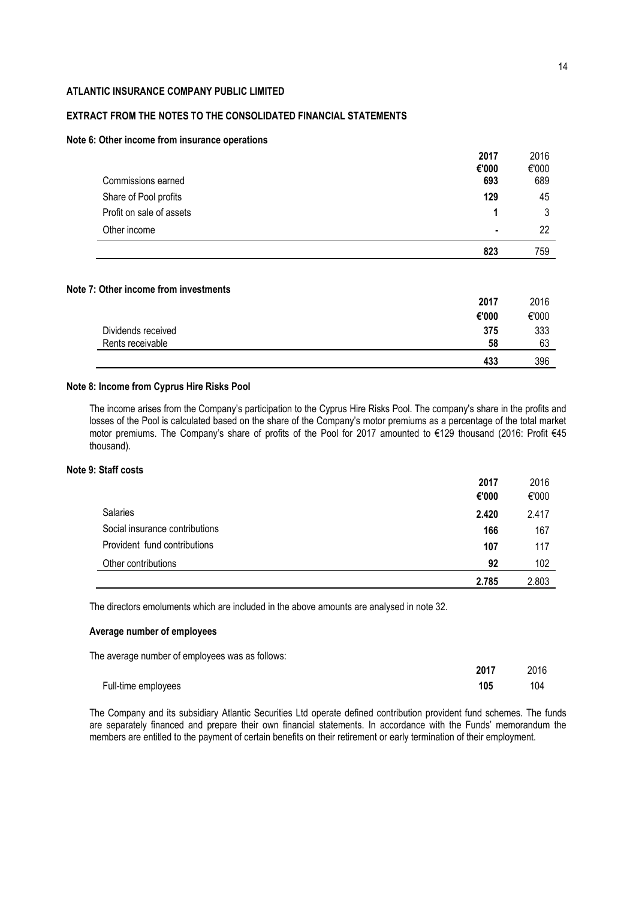**ATLANTIC INSURANCE COMPANY PUBLIC LIMITED**

**EXTRACT FROM THE NOTES TO THE CONSOLIDATED FINANCIAL STATEMENTS**

**Note 6: Other income from insurance operations**

| | 2017 | 2016 |
|---|---|---|
| | €'000 | €'000 |
| Commissions earned | 693 | 689 |
| Share of Pool profits | 129 | 45 |
| Profit on sale of assets | 1 | 3 |
| Other income | - | 22 |
| | **823** | 759 |

**Note 7: Other income from investments**

| | 2017 | 2016 |
|---|---|---|
| | €'000 | €'000 |
| Dividends received | 375 | 333 |
| Rents receivable | 58 | 63 |
| | **433** | 396 |

**Note 8: Income from Cyprus Hire Risks Pool**

The income arises from the Company's participation to the Cyprus Hire Risks Pool. The company's share in the profits and losses of the Pool is calculated based on the share of the Company's motor premiums as a percentage of the total market motor premiums. The Company's share of profits of the Pool for 2017 amounted to €129 thousand (2016: Profit €45 thousand).

**Note 9: Staff costs**

| | 2017 | 2016 |
|---|---|---|
| | €'000 | €'000 |
| Salaries | 2.420 | 2.417 |
| Social insurance contributions | 166 | 167 |
| Provident fund contributions | 107 | 117 |
| Other contributions | 92 | 102 |
| | **2.785** | 2.803 |

The directors emoluments which are included in the above amounts are analysed in note 32.

**Average number of employees**

The average number of employees was as follows:

| | 2017 | 2016 |
|---|---|---|
| Full-time employees | 105 | 104 |

The Company and its subsidiary Atlantic Securities Ltd operate defined contribution provident fund schemes. The funds are separately financed and prepare their own financial statements. In accordance with the Funds' memorandum the members are entitled to the payment of certain benefits on their retirement or early termination of their employment.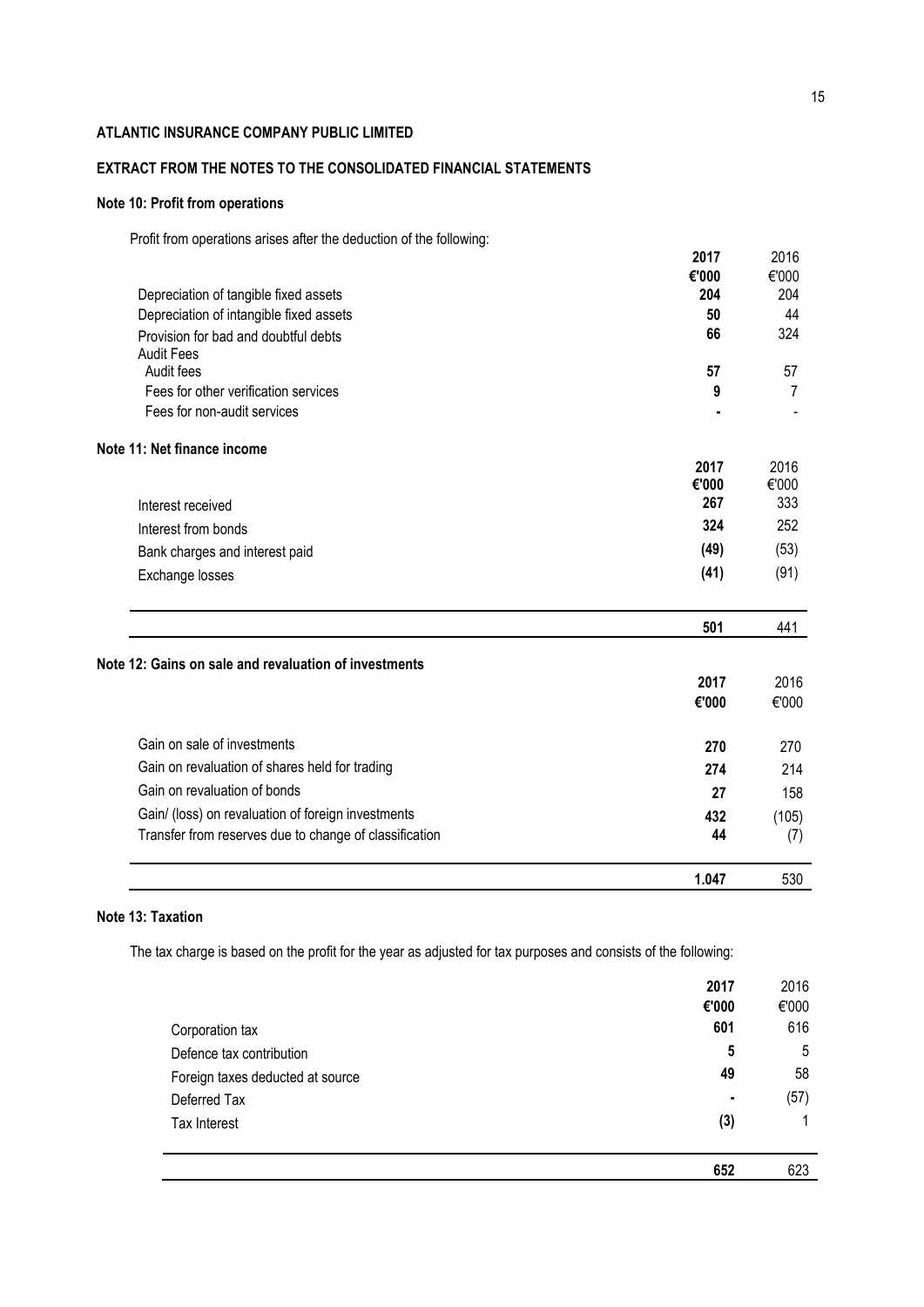**ATLANTIC INSURANCE COMPANY PUBLIC LIMITED**

**EXTRACT FROM THE NOTES TO THE CONSOLIDATED FINANCIAL STATEMENTS**

### Note 10: Profit from operations

Profit from operations arises after the deduction of the following:

| | 2017 €'000 | 2016 €'000 |
|---|---|---|
| Depreciation of tangible fixed assets | **204** | 204 |
| Depreciation of intangible fixed assets | **50** | 44 |
| Provision for bad and doubtful debts | **66** | 324 |
| Audit Fees | | |
| Audit fees | **57** | 57 |
| Fees for other verification services | **9** | 7 |
| Fees for non-audit services | **-** | - |

### Note 11: Net finance income

| | 2017 €'000 | 2016 €'000 |
|---|---|---|
| Interest received | **267** | 333 |
| Interest from bonds | **324** | 252 |
| Bank charges and interest paid | **(49)** | (53) |
| Exchange losses | **(41)** | (91) |
| | **501** | 441 |

### Note 12: Gains on sale and revaluation of investments

| | 2017 €'000 | 2016 €'000 |
|---|---|---|
| Gain on sale of investments | **270** | 270 |
| Gain on revaluation of shares held for trading | **274** | 214 |
| Gain on revaluation of bonds | **27** | 158 |
| Gain/ (loss) on revaluation of foreign investments | **432** | (105) |
| Transfer from reserves due to change of classification | **44** | (7) |
| | **1.047** | 530 |

### Note 13: Taxation

The tax charge is based on the profit for the year as adjusted for tax purposes and consists of the following:

| | 2017 €'000 | 2016 €'000 |
|---|---|---|
| Corporation tax | **601** | 616 |
| Defence tax contribution | **5** | 5 |
| Foreign taxes deducted at source | **49** | 58 |
| Deferred Tax | **-** | (57) |
| Tax Interest | **(3)** | 1 |
| | **652** | 623 |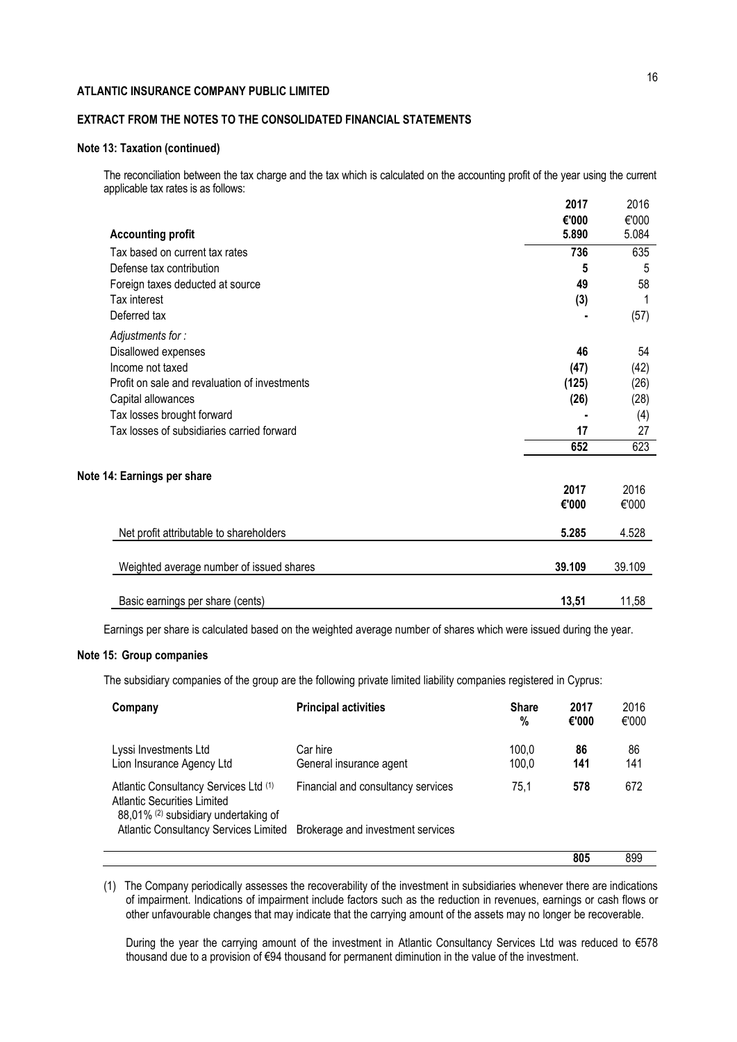**ATLANTIC INSURANCE COMPANY PUBLIC LIMITED**

**EXTRACT FROM THE NOTES TO THE CONSOLIDATED FINANCIAL STATEMENTS**

**Note 13: Taxation (continued)**

The reconciliation between the tax charge and the tax which is calculated on the accounting profit of the year using the current applicable tax rates is as follows:

| | **2017** | 2016 |
|---|---|---|
| | **€'000** | €'000 |
| **Accounting profit** | **5.890** | 5.084 |
| Tax based on current tax rates | **736** | 635 |
| Defense tax contribution | **5** | 5 |
| Foreign taxes deducted at source | **49** | 58 |
| Tax interest | **(3)** | 1 |
| Deferred tax | **-** | (57) |
| *Adjustments for :* | | |
| Disallowed expenses | **46** | 54 |
| Income not taxed | **(47)** | (42) |
| Profit on sale and revaluation of investments | **(125)** | (26) |
| Capital allowances | **(26)** | (28) |
| Tax losses brought forward | **-** | (4) |
| Tax losses of subsidiaries carried forward | **17** | 27 |
| | **652** | 623 |

**Note 14: Earnings per share**

| | **2017** | 2016 |
|---|---|---|
| | **€'000** | €'000 |
| Net profit attributable to shareholders | **5.285** | 4.528 |
| Weighted average number of issued shares | **39.109** | 39.109 |
| Basic earnings per share (cents) | **13,51** | 11,58 |

Earnings per share is calculated based on the weighted average number of shares which were issued during the year.

**Note 15: Group companies**

The subsidiary companies of the group are the following private limited liability companies registered in Cyprus:

| **Company** | **Principal activities** | **Share %** | **2017 €'000** | 2016 €'000 |
|---|---|---|---|---|
| Lyssi Investments Ltd | Car hire | 100,0 | **86** | 86 |
| Lion Insurance Agency Ltd | General insurance agent | 100,0 | **141** | 141 |
| Atlantic Consultancy Services Ltd [(1)] | Financial and consultancy services | 75,1 | **578** | 672 |
| Atlantic Securities Limited 88,01% [(2)] subsidiary undertaking of Atlantic Consultancy Services Limited | Brokerage and investment services | | | |
| | | | **805** | 899 |

(1) The Company periodically assesses the recoverability of the investment in subsidiaries whenever there are indications of impairment. Indications of impairment include factors such as the reduction in revenues, earnings or cash flows or other unfavourable changes that may indicate that the carrying amount of the assets may no longer be recoverable.

During the year the carrying amount of the investment in Atlantic Consultancy Services Ltd was reduced to €578 thousand due to a provision of €94 thousand for permanent diminution in the value of the investment.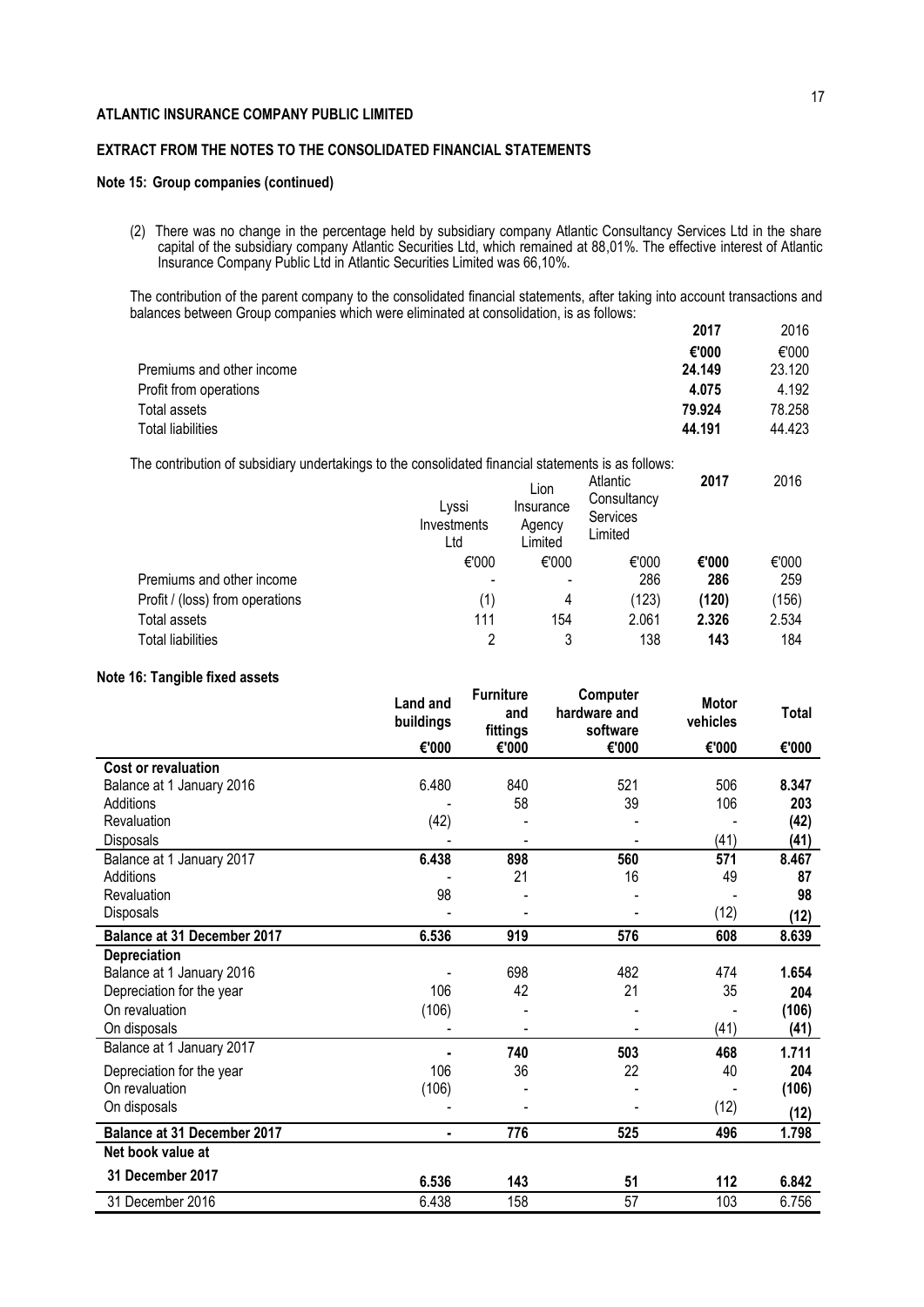**ATLANTIC INSURANCE COMPANY PUBLIC LIMITED**

**EXTRACT FROM THE NOTES TO THE CONSOLIDATED FINANCIAL STATEMENTS**

**Note 15: Group companies (continued)**

(2) There was no change in the percentage held by subsidiary company Atlantic Consultancy Services Ltd in the share capital of the subsidiary company Atlantic Securities Ltd, which remained at 88,01%. The effective interest of Atlantic Insurance Company Public Ltd in Atlantic Securities Limited was 66,10%.

The contribution of the parent company to the consolidated financial statements, after taking into account transactions and balances between Group companies which were eliminated at consolidation, is as follows:

| | **2017** | 2016 |
|---|---|---|
| | **€'000** | €'000 |
| Premiums and other income | **24.149** | 23.120 |
| Profit from operations | **4.075** | 4.192 |
| Total assets | **79.924** | 78.258 |
| Total liabilities | **44.191** | 44.423 |

The contribution of subsidiary undertakings to the consolidated financial statements is as follows:

| | Lyssi Investments Ltd | Lion Insurance Agency Limited | Atlantic Consultancy Services Limited | **2017** | 2016 |
|---|---|---|---|---|---|
| | €'000 | €'000 | €'000 | **€'000** | €'000 |
| Premiums and other income | - | - | 286 | **286** | 259 |
| Profit / (loss) from operations | (1) | 4 | (123) | **(120)** | (156) |
| Total assets | 111 | 154 | 2.061 | **2.326** | 2.534 |
| Total liabilities | 2 | 3 | 138 | **143** | 184 |

**Note 16: Tangible fixed assets**

| | **Land and buildings** | **Furniture and fittings** | **Computer hardware and software** | **Motor vehicles** | **Total** |
|---|---|---|---|---|---|
| | **€'000** | **€'000** | **€'000** | **€'000** | **€'000** |
| **Cost or revaluation** | | | | | |
| Balance at 1 January 2016 | 6.480 | 840 | 521 | 506 | **8.347** |
| Additions | - | 58 | 39 | 106 | **203** |
| Revaluation | (42) | - | - | - | **(42)** |
| Disposals | - | - | - | (41) | **(41)** |
| Balance at 1 January 2017 | **6.438** | **898** | **560** | **571** | **8.467** |
| Additions | - | 21 | 16 | 49 | **87** |
| Revaluation | 98 | - | - | - | **98** |
| Disposals | - | - | - | (12) | **(12)** |
| **Balance at 31 December 2017** | **6.536** | **919** | **576** | **608** | **8.639** |
| **Depreciation** | | | | | |
| Balance at 1 January 2016 | - | 698 | 482 | 474 | **1.654** |
| Depreciation for the year | 106 | 42 | 21 | 35 | **204** |
| On revaluation | (106) | - | - | - | **(106)** |
| On disposals | - | - | - | (41) | **(41)** |
| Balance at 1 January 2017 | **-** | **740** | **503** | **468** | **1.711** |
| Depreciation for the year | 106 | 36 | 22 | 40 | **204** |
| On revaluation | (106) | - | - | - | **(106)** |
| On disposals | - | - | - | (12) | **(12)** |
| **Balance at 31 December 2017** | **-** | **776** | **525** | **496** | **1.798** |
| **Net book value at** | | | | | |
| **31 December 2017** | **6.536** | **143** | **51** | **112** | **6.842** |
| 31 December 2016 | 6.438 | 158 | 57 | 103 | 6.756 |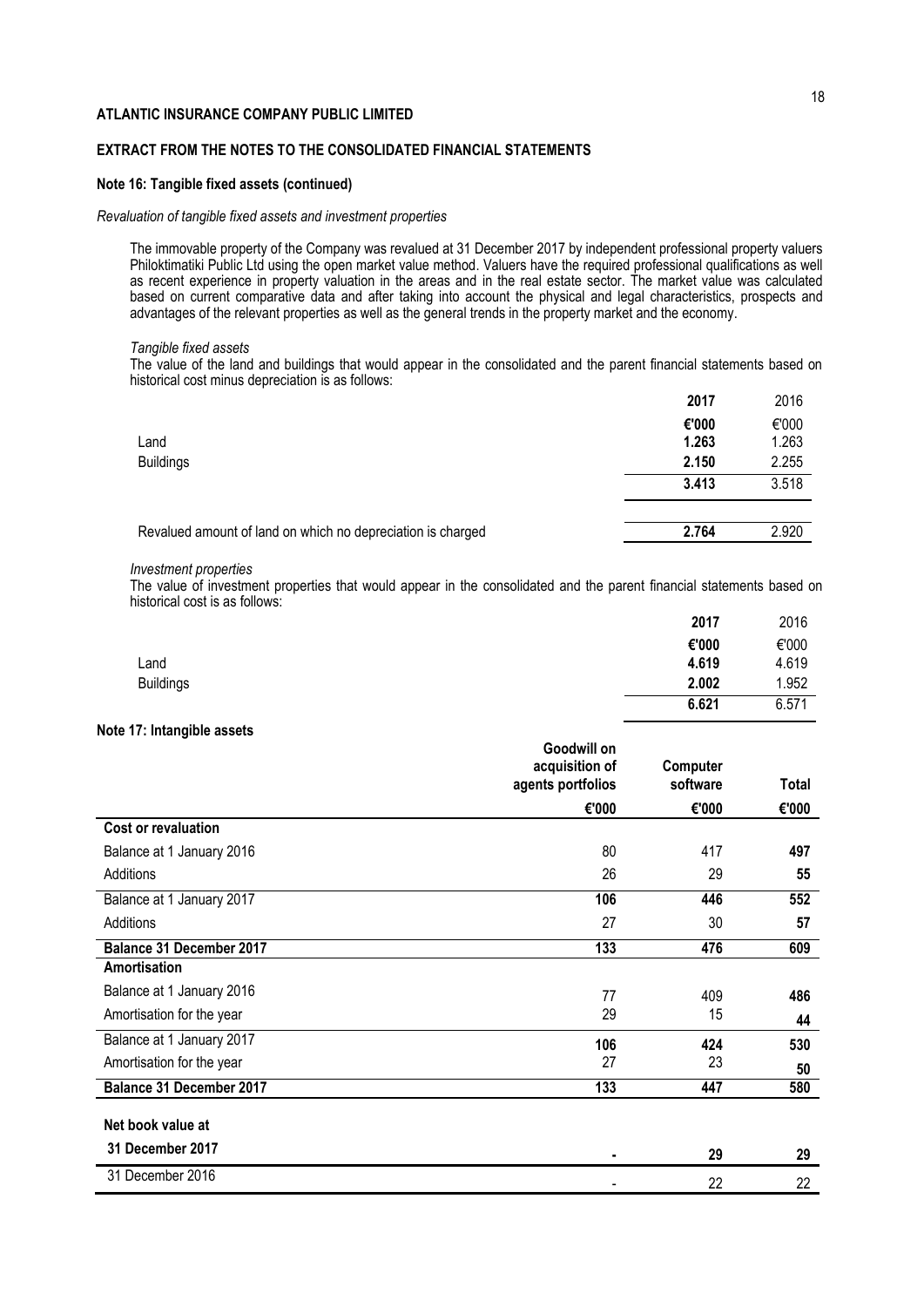**ATLANTIC INSURANCE COMPANY PUBLIC LIMITED**

**EXTRACT FROM THE NOTES TO THE CONSOLIDATED FINANCIAL STATEMENTS**

**Note 16: Tangible fixed assets (continued)**

*Revaluation of tangible fixed assets and investment properties*

The immovable property of the Company was revalued at 31 December 2017 by independent professional property valuers Philoktimatiki Public Ltd using the open market value method. Valuers have the required professional qualifications as well as recent experience in property valuation in the areas and in the real estate sector. The market value was calculated based on current comparative data and after taking into account the physical and legal characteristics, prospects and advantages of the relevant properties as well as the general trends in the property market and the economy.

*Tangible fixed assets*

The value of the land and buildings that would appear in the consolidated and the parent financial statements based on historical cost minus depreciation is as follows:

| | **2017** | 2016 |
|---|---|---|
| | **€'000** | €'000 |
| Land | **1.263** | 1.263 |
| Buildings | **2.150** | 2.255 |
| | **3.413** | 3.518 |
| Revalued amount of land on which no depreciation is charged | **2.764** | 2.920 |

*Investment properties*

The value of investment properties that would appear in the consolidated and the parent financial statements based on historical cost is as follows:

| | **2017** | 2016 |
|---|---|---|
| | **€'000** | €'000 |
| Land | **4.619** | 4.619 |
| Buildings | **2.002** | 1.952 |
| | **6.621** | 6.571 |

**Note 17: Intangible assets**

| | **Goodwill on acquisition of agents portfolios** | **Computer software** | **Total** |
|---|---|---|---|
| | **€'000** | **€'000** | **€'000** |
| **Cost or revaluation** | | | |
| Balance at 1 January 2016 | 80 | 417 | **497** |
| Additions | 26 | 29 | **55** |
| Balance at 1 January 2017 | **106** | **446** | **552** |
| Additions | 27 | 30 | **57** |
| **Balance 31 December 2017** | **133** | **476** | **609** |
| **Amortisation** | | | |
| Balance at 1 January 2016 | 77 | 409 | **486** |
| Amortisation for the year | 29 | 15 | **44** |
| Balance at 1 January 2017 | **106** | **424** | **530** |
| Amortisation for the year | 27 | 23 | **50** |
| **Balance 31 December 2017** | **133** | **447** | **580** |
| **Net book value at** | | | |
| **31 December 2017** | **-** | **29** | **29** |
| 31 December 2016 | - | 22 | 22 |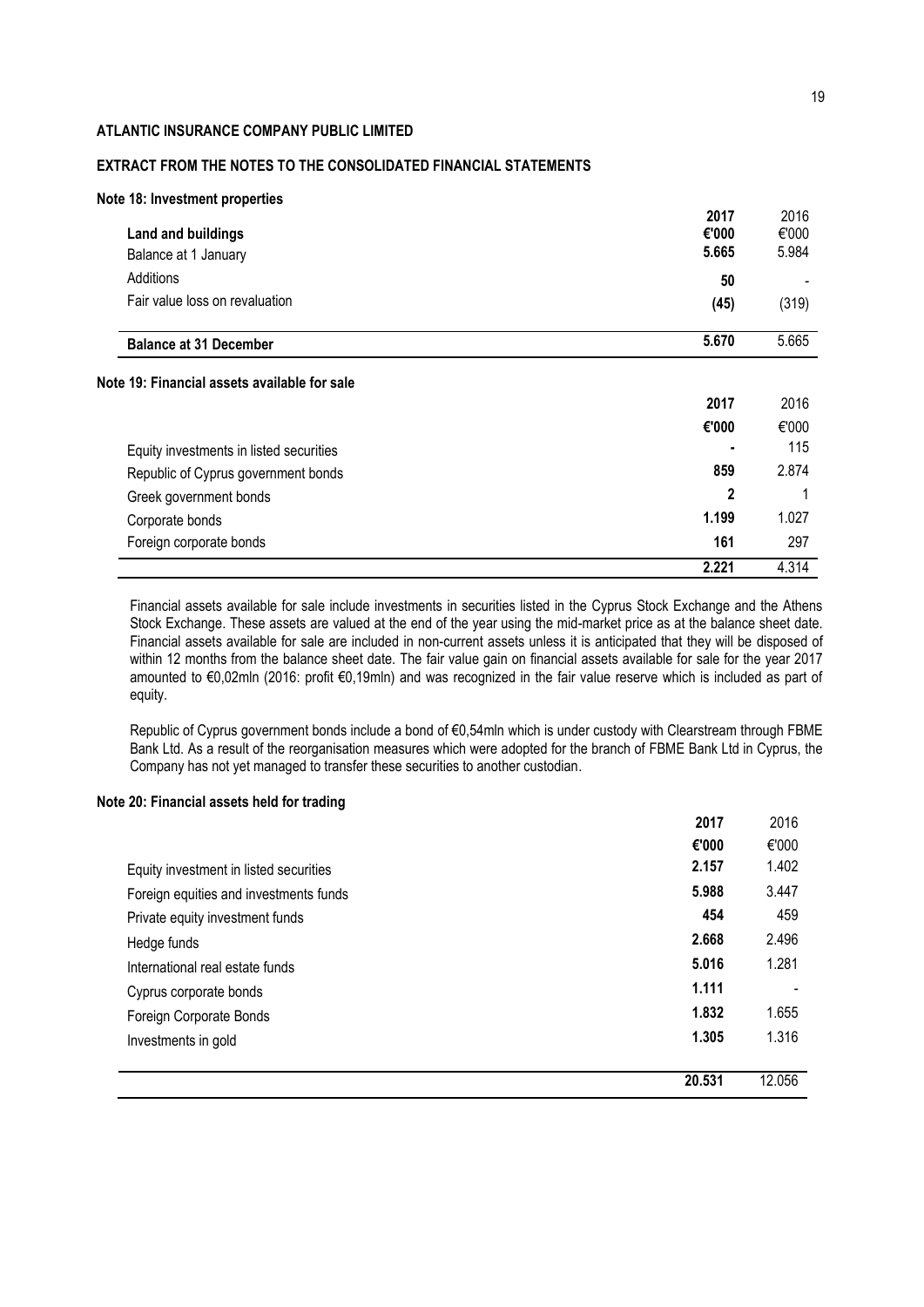**ATLANTIC INSURANCE COMPANY PUBLIC LIMITED**

**EXTRACT FROM THE NOTES TO THE CONSOLIDATED FINANCIAL STATEMENTS**

**Note 18: Investment properties**

| | **2017** | 2016 |
|---|---|---|
| **Land and buildings** | **€'000** | €'000 |
| Balance at 1 January | **5.665** | 5.984 |
| Additions | **50** | - |
| Fair value loss on revaluation | **(45)** | (319) |
| **Balance at 31 December** | **5.670** | 5.665 |

**Note 19: Financial assets available for sale**

| | **2017** | 2016 |
|---|---|---|
| | **€'000** | €'000 |
| Equity investments in listed securities | **-** | 115 |
| Republic of Cyprus government bonds | **859** | 2.874 |
| Greek government bonds | **2** | 1 |
| Corporate bonds | **1.199** | 1.027 |
| Foreign corporate bonds | **161** | 297 |
| | **2.221** | 4.314 |

Financial assets available for sale include investments in securities listed in the Cyprus Stock Exchange and the Athens Stock Exchange. These assets are valued at the end of the year using the mid-market price as at the balance sheet date. Financial assets available for sale are included in non-current assets unless it is anticipated that they will be disposed of within 12 months from the balance sheet date. The fair value gain on financial assets available for sale for the year 2017 amounted to €0,02mln (2016: profit €0,19mln) and was recognized in the fair value reserve which is included as part of equity.

Republic of Cyprus government bonds include a bond of €0,54mln which is under custody with Clearstream through FBME Bank Ltd. As a result of the reorganisation measures which were adopted for the branch of FBME Bank Ltd in Cyprus, the Company has not yet managed to transfer these securities to another custodian.

**Note 20: Financial assets held for trading**

| | **2017** | 2016 |
|---|---|---|
| | **€'000** | €'000 |
| Equity investment in listed securities | **2.157** | 1.402 |
| Foreign equities and investments funds | **5.988** | 3.447 |
| Private equity investment funds | **454** | 459 |
| Hedge funds | **2.668** | 2.496 |
| International real estate funds | **5.016** | 1.281 |
| Cyprus corporate bonds | **1.111** | - |
| Foreign Corporate Bonds | **1.832** | 1.655 |
| Investments in gold | **1.305** | 1.316 |
| | **20.531** | 12.056 |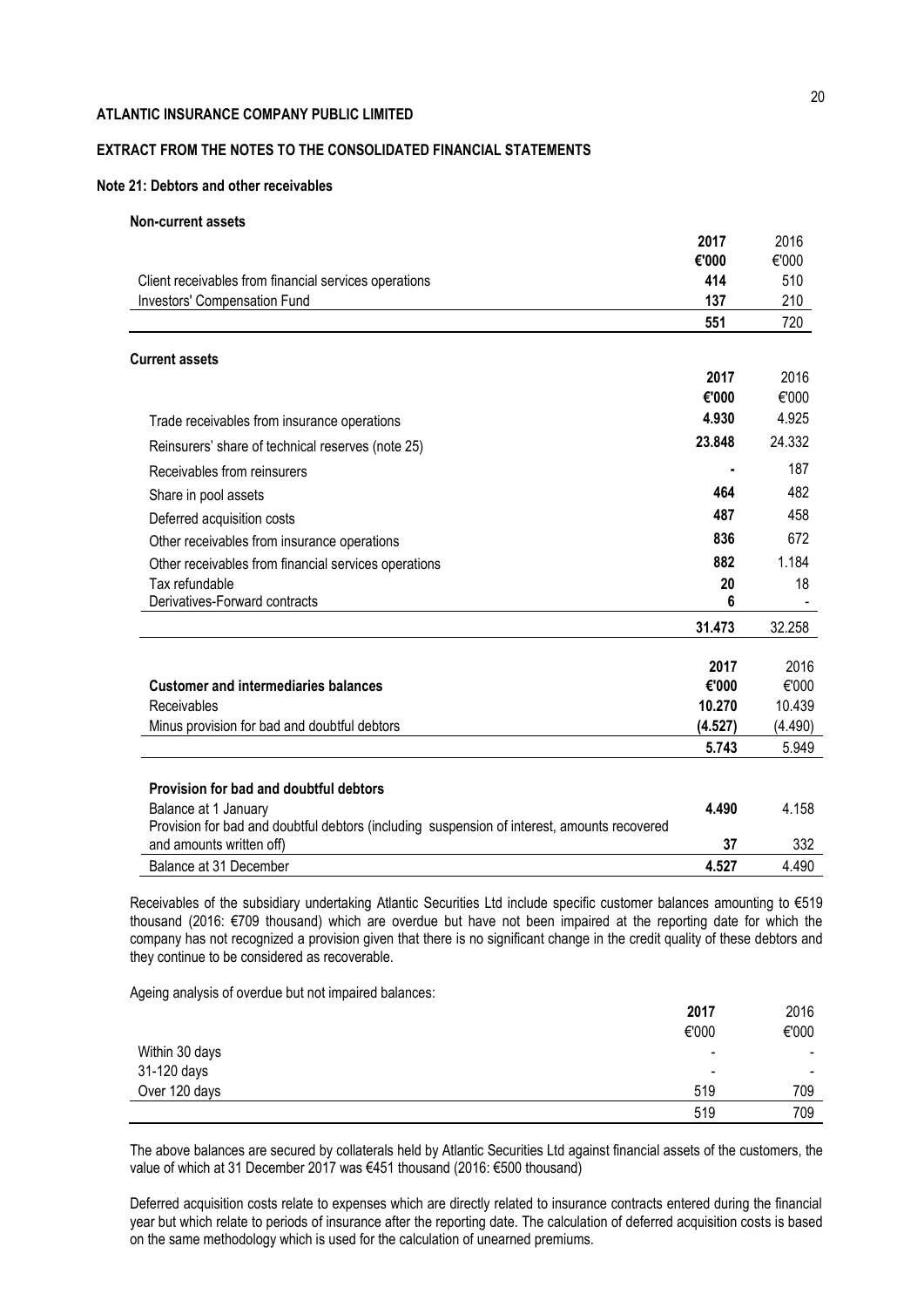**ATLANTIC INSURANCE COMPANY PUBLIC LIMITED**

**EXTRACT FROM THE NOTES TO THE CONSOLIDATED FINANCIAL STATEMENTS**

**Note 21: Debtors and other receivables**

**Non-current assets**

| | **2017** | 2016 |
|---|---|---|
| | **€'000** | €'000 |
| Client receivables from financial services operations | **414** | 510 |
| Investors' Compensation Fund | **137** | 210 |
| | **551** | 720 |

**Current assets**

| | **2017** | 2016 |
|---|---|---|
| | **€'000** | €'000 |
| Trade receivables from insurance operations | **4.930** | 4.925 |
| Reinsurers' share of technical reserves (note 25) | **23.848** | 24.332 |
| Receivables from reinsurers | **-** | 187 |
| Share in pool assets | **464** | 482 |
| Deferred acquisition costs | **487** | 458 |
| Other receivables from insurance operations | **836** | 672 |
| Other receivables from financial services operations | **882** | 1.184 |
| Tax refundable | **20** | 18 |
| Derivatives-Forward contracts | **6** | - |
| | **31.473** | 32.258 |

| **Customer and intermediaries balances** | **2017** €'000 | 2016 €'000 |
|---|---|---|
| Receivables | **10.270** | 10.439 |
| Minus provision for bad and doubtful debtors | **(4.527)** | (4.490) |
| | **5.743** | 5.949 |

| **Provision for bad and doubtful debtors** | | |
|---|---|---|
| Balance at 1 January | **4.490** | 4.158 |
| Provision for bad and doubtful debtors (including suspension of interest, amounts recovered and amounts written off) | **37** | 332 |
| Balance at 31 December | **4.527** | 4.490 |

Receivables of the subsidiary undertaking Atlantic Securities Ltd include specific customer balances amounting to €519 thousand (2016: €709 thousand) which are overdue but have not been impaired at the reporting date for which the company has not recognized a provision given that there is no significant change in the credit quality of these debtors and they continue to be considered as recoverable.

Ageing analysis of overdue but not impaired balances:

| | 2017 | 2016 |
|---|---|---|
| | €'000 | €'000 |
| Within 30 days | - | - |
| 31-120 days | - | - |
| Over 120 days | 519 | 709 |
| | 519 | 709 |

The above balances are secured by collaterals held by Atlantic Securities Ltd against financial assets of the customers, the value of which at 31 December 2017 was €451 thousand (2016: €500 thousand)

Deferred acquisition costs relate to expenses which are directly related to insurance contracts entered during the financial year but which relate to periods of insurance after the reporting date. The calculation of deferred acquisition costs is based on the same methodology which is used for the calculation of unearned premiums.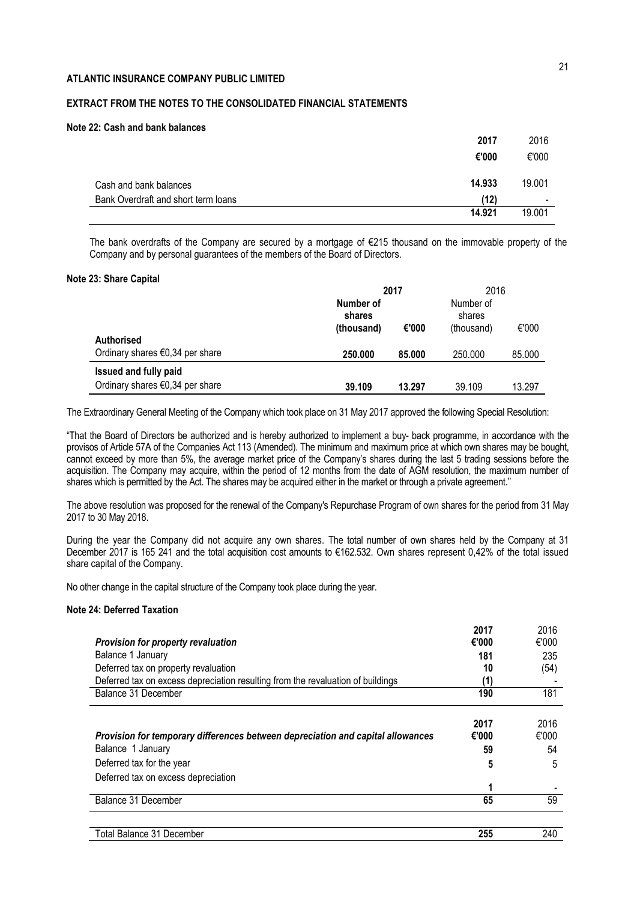**ATLANTIC INSURANCE COMPANY PUBLIC LIMITED**

**EXTRACT FROM THE NOTES TO THE CONSOLIDATED FINANCIAL STATEMENTS**

**Note 22: Cash and bank balances**

| | 2017 | 2016 |
|---|---|---|
| | €'000 | €'000 |
| Cash and bank balances | 14.933 | 19.001 |
| Bank Overdraft and short term loans | (12) | - |
| | 14.921 | 19.001 |

The bank overdrafts of the Company are secured by a mortgage of €215 thousand on the immovable property of the Company and by personal guarantees of the members of the Board of Directors.

**Note 23: Share Capital**

| | 2017 | | 2016 | |
|---|---|---|---|---|
| | Number of shares (thousand) | €'000 | Number of shares (thousand) | €'000 |
| **Authorised** | | | | |
| Ordinary shares €0,34 per share | 250.000 | 85.000 | 250.000 | 85.000 |
| **Issued and fully paid** | | | | |
| Ordinary shares €0,34 per share | 39.109 | 13.297 | 39.109 | 13.297 |

The Extraordinary General Meeting of the Company which took place on 31 May 2017 approved the following Special Resolution:

"That the Board of Directors be authorized and is hereby authorized to implement a buy- back programme, in accordance with the provisos of Article 57A of the Companies Act 113 (Amended). The minimum and maximum price at which own shares may be bought, cannot exceed by more than 5%, the average market price of the Company's shares during the last 5 trading sessions before the acquisition. The Company may acquire, within the period of 12 months from the date of AGM resolution, the maximum number of shares which is permitted by the Act. The shares may be acquired either in the market or through a private agreement.''

The above resolution was proposed for the renewal of the Company's Repurchase Program of own shares for the period from 31 May 2017 to 30 May 2018.

During the year the Company did not acquire any own shares. The total number of own shares held by the Company at 31 December 2017 is 165 241 and the total acquisition cost amounts to €162.532. Own shares represent 0,42% of the total issued share capital of the Company.

No other change in the capital structure of the Company took place during the year.

**Note 24: Deferred Taxation**

| | 2017 | 2016 |
|---|---|---|
| ***Provision for property revaluation*** | €'000 | €'000 |
| Balance 1 January | 181 | 235 |
| Deferred tax on property revaluation | 10 | (54) |
| Deferred tax on excess depreciation resulting from the revaluation of buildings | (1) | - |
| Balance 31 December | 190 | 181 |

| | 2017 | 2016 |
|---|---|---|
| ***Provision for temporary differences between depreciation and capital allowances*** | €'000 | €'000 |
| Balance 1 January | 59 | 54 |
| Deferred tax for the year | 5 | 5 |
| Deferred tax on excess depreciation | 1 | - |
| Balance 31 December | 65 | 59 |

| | | |
|---|---|---|
| Total Balance 31 December | 255 | 240 |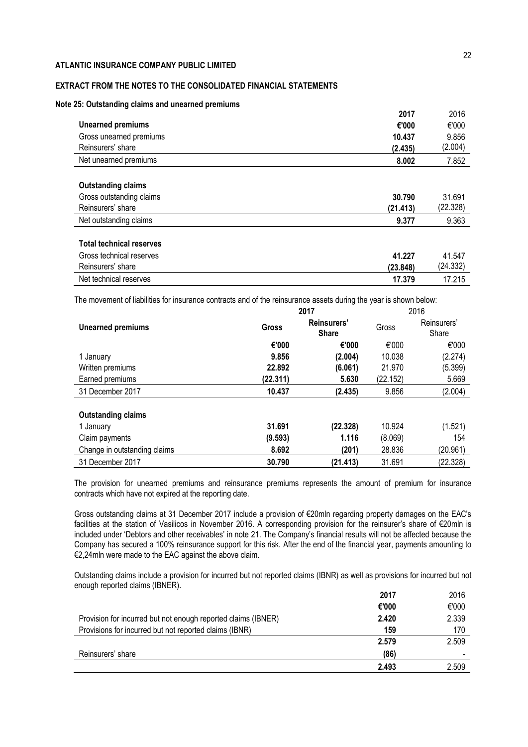**ATLANTIC INSURANCE COMPANY PUBLIC LIMITED**

**EXTRACT FROM THE NOTES TO THE CONSOLIDATED FINANCIAL STATEMENTS**

**Note 25: Outstanding claims and unearned premiums**

| | **2017** | 2016 |
|---|---|---|
| **Unearned premiums** | **€'000** | €'000 |
| Gross unearned premiums | **10.437** | 9.856 |
| Reinsurers' share | **(2.435)** | (2.004) |
| Net unearned premiums | **8.002** | 7.852 |
| | | |
| **Outstanding claims** | | |
| Gross outstanding claims | **30.790** | 31.691 |
| Reinsurers' share | **(21.413)** | (22.328) |
| Net outstanding claims | **9.377** | 9.363 |
| | | |
| **Total technical reserves** | | |
| Gross technical reserves | **41.227** | 41.547 |
| Reinsurers' share | **(23.848)** | (24.332) |
| Net technical reserves | **17.379** | 17.215 |

The movement of liabilities for insurance contracts and of the reinsurance assets during the year is shown below:

| | **2017** | | 2016 | |
|---|---|---|---|---|
| **Unearned premiums** | **Gross** | **Reinsurers' Share** | Gross | Reinsurers' Share |
| | **€'000** | **€'000** | €'000 | €'000 |
| 1 January | **9.856** | **(2.004)** | 10.038 | (2.274) |
| Written premiums | **22.892** | **(6.061)** | 21.970 | (5.399) |
| Earned premiums | **(22.311)** | **5.630** | (22.152) | 5.669 |
| 31 December 2017 | **10.437** | **(2.435)** | 9.856 | (2.004) |
| | | | | |
| **Outstanding claims** | | | | |
| 1 January | **31.691** | **(22.328)** | 10.924 | (1.521) |
| Claim payments | **(9.593)** | **1.116** | (8.069) | 154 |
| Change in outstanding claims | **8.692** | **(201)** | 28.836 | (20.961) |
| 31 December 2017 | **30.790** | **(21.413)** | 31.691 | (22.328) |

The provision for unearned premiums and reinsurance premiums represents the amount of premium for insurance contracts which have not expired at the reporting date.

Gross outstanding claims at 31 December 2017 include a provision of €20mln regarding property damages on the EAC's facilities at the station of Vasilicos in November 2016. A corresponding provision for the reinsurer's share of €20mln is included under 'Debtors and other receivables' in note 21. The Company's financial results will not be affected because the Company has secured a 100% reinsurance support for this risk. After the end of the financial year, payments amounting to €2,24mln were made to the EAC against the above claim.

Outstanding claims include a provision for incurred but not reported claims (IBNR) as well as provisions for incurred but not enough reported claims (IBNER).

| | **2017** | 2016 |
|---|---|---|
| | **€'000** | €'000 |
| Provision for incurred but not enough reported claims (IBNER) | **2.420** | 2.339 |
| Provisions for incurred but not reported claims (IBNR) | **159** | 170 |
| | **2.579** | 2.509 |
| Reinsurers' share | **(86)** | - |
| | **2.493** | 2.509 |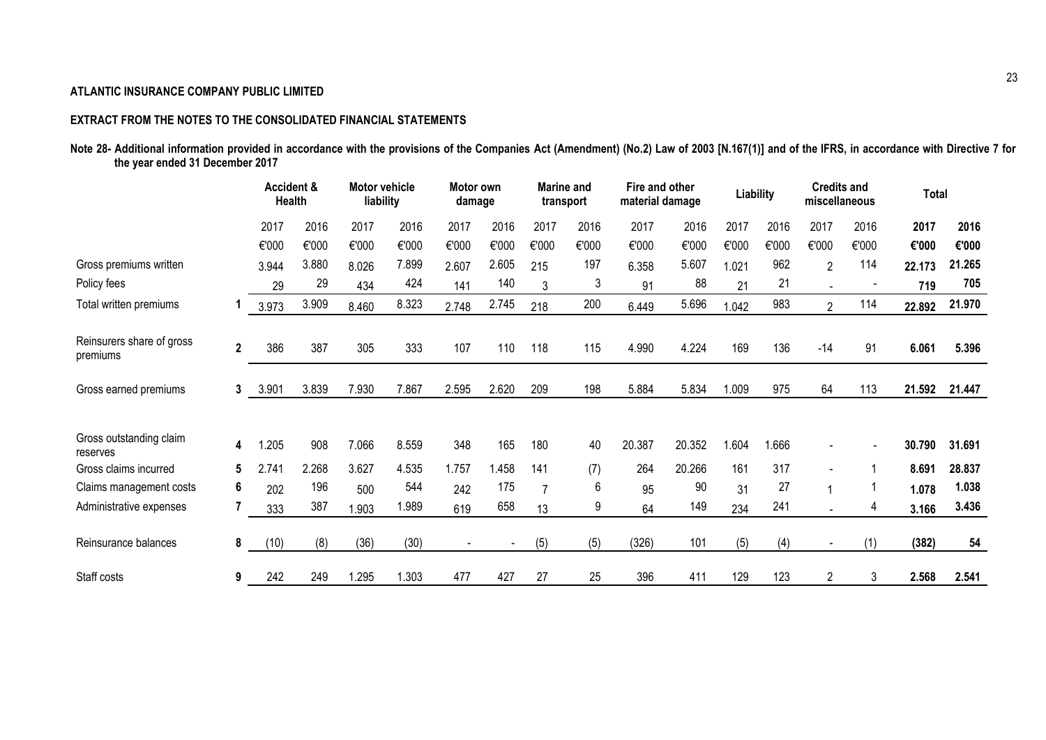**ATLANTIC INSURANCE COMPANY PUBLIC LIMITED**

**EXTRACT FROM THE NOTES TO THE CONSOLIDATED FINANCIAL STATEMENTS**

**Note 28- Additional information provided in accordance with the provisions of the Companies Act (Amendment) (No.2) Law of 2003 [N.167(1)] and of the IFRS, in accordance with Directive 7 for the year ended 31 December 2017**

| | | Accident & Health | | Motor vehicle liability | | Motor own damage | | Marine and transport | | Fire and other material damage | | Liability | | Credits and miscellaneous | | **Total** | |
|---|---|---|---|---|---|---|---|---|---|---|---|---|---|---|---|---|---|
| | | 2017 | 2016 | 2017 | 2016 | 2017 | 2016 | 2017 | 2016 | 2017 | 2016 | 2017 | 2016 | 2017 | 2016 | **2017** | **2016** |
| | | €'000 | €'000 | €'000 | €'000 | €'000 | €'000 | €'000 | €'000 | €'000 | €'000 | €'000 | €'000 | €'000 | €'000 | **€'000** | **€'000** |
| Gross premiums written | | 3.944 | 3.880 | 8.026 | 7.899 | 2.607 | 2.605 | 215 | 197 | 6.358 | 5.607 | 1.021 | 962 | 2 | 114 | **22.173** | **21.265** |
| Policy fees | | 29 | 29 | 434 | 424 | 141 | 140 | 3 | 3 | 91 | 88 | 21 | 21 | - | - | **719** | **705** |
| Total written premiums | 1 | 3.973 | 3.909 | 8.460 | 8.323 | 2.748 | 2.745 | 218 | 200 | 6.449 | 5.696 | 1.042 | 983 | 2 | 114 | **22.892** | **21.970** |
| Reinsurers share of gross premiums | 2 | 386 | 387 | 305 | 333 | 107 | 110 | 118 | 115 | 4.990 | 4.224 | 169 | 136 | -14 | 91 | **6.061** | **5.396** |
| Gross earned premiums | 3 | 3.901 | 3.839 | 7.930 | 7.867 | 2.595 | 2.620 | 209 | 198 | 5.884 | 5.834 | 1.009 | 975 | 64 | 113 | **21.592** | **21.447** |
| Gross outstanding claim reserves | 4 | 1.205 | 908 | 7.066 | 8.559 | 348 | 165 | 180 | 40 | 20.387 | 20.352 | 1.604 | 1.666 | - | - | **30.790** | **31.691** |
| Gross claims incurred | 5 | 2.741 | 2.268 | 3.627 | 4.535 | 1.757 | 1.458 | 141 | (7) | 264 | 20.266 | 161 | 317 | - | 1 | **8.691** | **28.837** |
| Claims management costs | 6 | 202 | 196 | 500 | 544 | 242 | 175 | 7 | 6 | 95 | 90 | 31 | 27 | 1 | 1 | **1.078** | **1.038** |
| Administrative expenses | 7 | 333 | 387 | 1.903 | 1.989 | 619 | 658 | 13 | 9 | 64 | 149 | 234 | 241 | - | 4 | **3.166** | **3.436** |
| Reinsurance balances | 8 | (10) | (8) | (36) | (30) | - | - | (5) | (5) | (326) | 101 | (5) | (4) | - | (1) | **(382)** | **54** |
| Staff costs | 9 | 242 | 249 | 1.295 | 1.303 | 477 | 427 | 27 | 25 | 396 | 411 | 129 | 123 | 2 | 3 | **2.568** | **2.541** |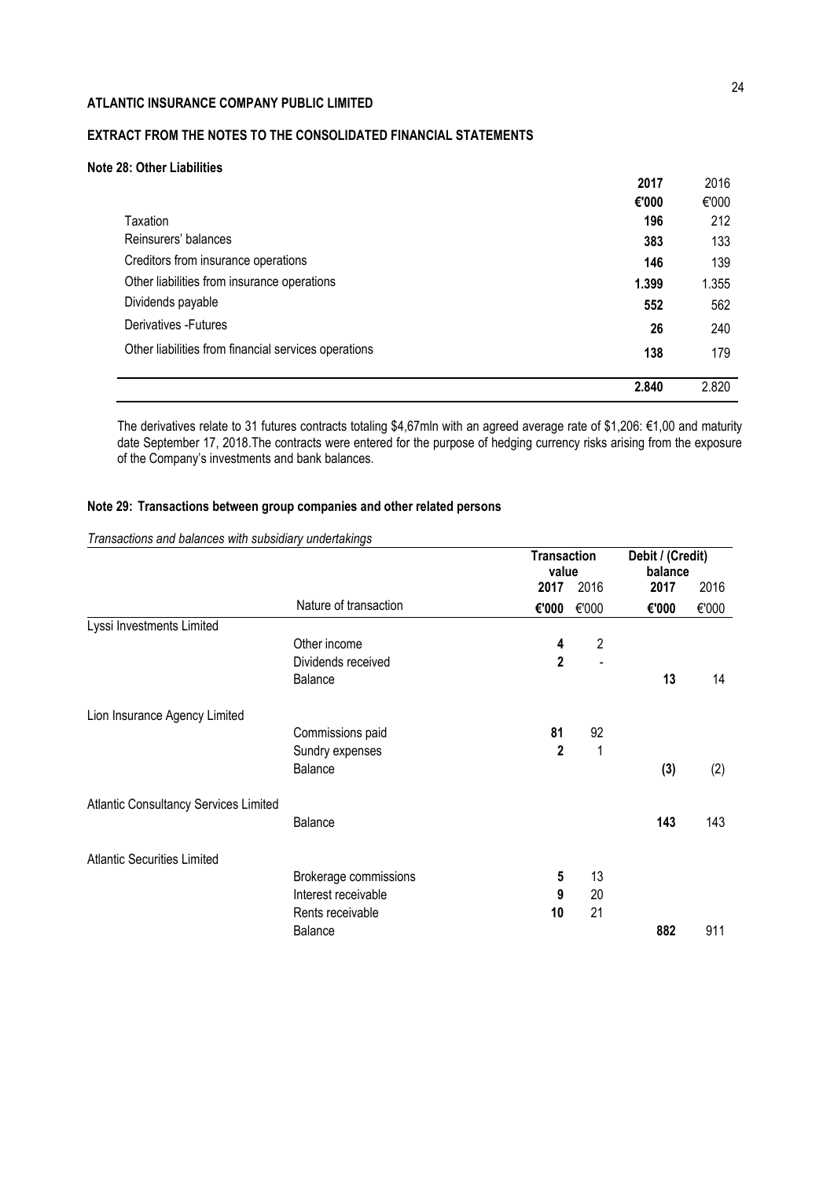**ATLANTIC INSURANCE COMPANY PUBLIC LIMITED**

**EXTRACT FROM THE NOTES TO THE CONSOLIDATED FINANCIAL STATEMENTS**

**Note 28: Other Liabilities**

| | **2017** | 2016 |
|---|---|---|
| | **€'000** | €'000 |
| Taxation | **196** | 212 |
| Reinsurers' balances | **383** | 133 |
| Creditors from insurance operations | **146** | 139 |
| Other liabilities from insurance operations | **1.399** | 1.355 |
| Dividends payable | **552** | 562 |
| Derivatives -Futures | **26** | 240 |
| Other liabilities from financial services operations | **138** | 179 |
| | **2.840** | 2.820 |

The derivatives relate to 31 futures contracts totaling $4,67mln with an agreed average rate of $1,206: €1,00 and maturity date September 17, 2018.The contracts were entered for the purpose of hedging currency risks arising from the exposure of the Company's investments and bank balances.

**Note 29: Transactions between group companies and other related persons**

*Transactions and balances with subsidiary undertakings*

| | | **Transaction value** | | **Debit / (Credit) balance** | |
|---|---|---|---|---|---|
| | | **2017** | 2016 | **2017** | 2016 |
| | Nature of transaction | **€'000** | €'000 | **€'000** | €'000 |
| Lyssi Investments Limited | | | | | |
| | Other income | **4** | 2 | | |
| | Dividends received | **2** | - | | |
| | Balance | | | **13** | 14 |
| Lion Insurance Agency Limited | | | | | |
| | Commissions paid | **81** | 92 | | |
| | Sundry expenses | **2** | 1 | | |
| | Balance | | | **(3)** | (2) |
| Atlantic Consultancy Services Limited | | | | | |
| | Balance | | | **143** | 143 |
| Atlantic Securities Limited | | | | | |
| | Brokerage commissions | **5** | 13 | | |
| | Interest receivable | **9** | 20 | | |
| | Rents receivable | **10** | 21 | | |
| | Balance | | | **882** | 911 |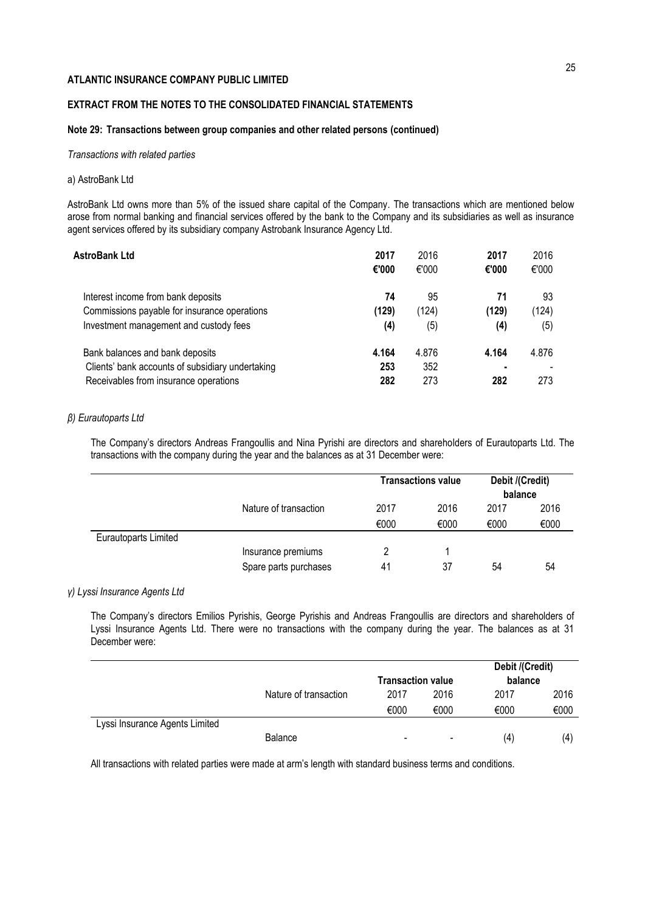**ATLANTIC INSURANCE COMPANY PUBLIC LIMITED**

**EXTRACT FROM THE NOTES TO THE CONSOLIDATED FINANCIAL STATEMENTS**

**Note 29: Transactions between group companies and other related persons (continued)**

*Transactions with related parties*

a) AstroBank Ltd

AstroBank Ltd owns more than 5% of the issued share capital of the Company. The transactions which are mentioned below arose from normal banking and financial services offered by the bank to the Company and its subsidiaries as well as insurance agent services offered by its subsidiary company Astrobank Insurance Agency Ltd.

| **AstroBank Ltd** | **2017** | 2016 | **2017** | 2016 |
|---|---|---|---|---|
| | **€'000** | €'000 | **€'000** | €'000 |
| Interest income from bank deposits | **74** | 95 | **71** | 93 |
| Commissions payable for insurance operations | **(129)** | (124) | **(129)** | (124) |
| Investment management and custody fees | **(4)** | (5) | **(4)** | (5) |
| Bank balances and bank deposits | **4.164** | 4.876 | **4.164** | 4.876 |
| Clients' bank accounts of subsidiary undertaking | **253** | 352 | **-** | - |
| Receivables from insurance operations | **282** | 273 | **282** | 273 |

*β) Eurautoparts Ltd*

The Company's directors Andreas Frangoullis and Nina Pyrishi are directors and shareholders of Eurautoparts Ltd. The transactions with the company during the year and the balances as at 31 December were:

| | | **Transactions value** | | **Debit /(Credit) balance** | |
|---|---|---|---|---|---|
| | Nature of transaction | 2017 | 2016 | 2017 | 2016 |
| | | €000 | €000 | €000 | €000 |
| Eurautoparts Limited | | | | | |
| | Insurance premiums | 2 | 1 | | |
| | Spare parts purchases | 41 | 37 | 54 | 54 |

*γ) Lyssi Insurance Agents Ltd*

The Company's directors Emilios Pyrishis, George Pyrishis and Andreas Frangoullis are directors and shareholders of Lyssi Insurance Agents Ltd. There were no transactions with the company during the year. The balances as at 31 December were:

| | | **Transaction value** | | **Debit /(Credit) balance** | |
|---|---|---|---|---|---|
| | Nature of transaction | 2017 | 2016 | 2017 | 2016 |
| | | €000 | €000 | €000 | €000 |
| Lyssi Insurance Agents Limited | | | | | |
| | Balance | - | - | (4) | (4) |

All transactions with related parties were made at arm's length with standard business terms and conditions.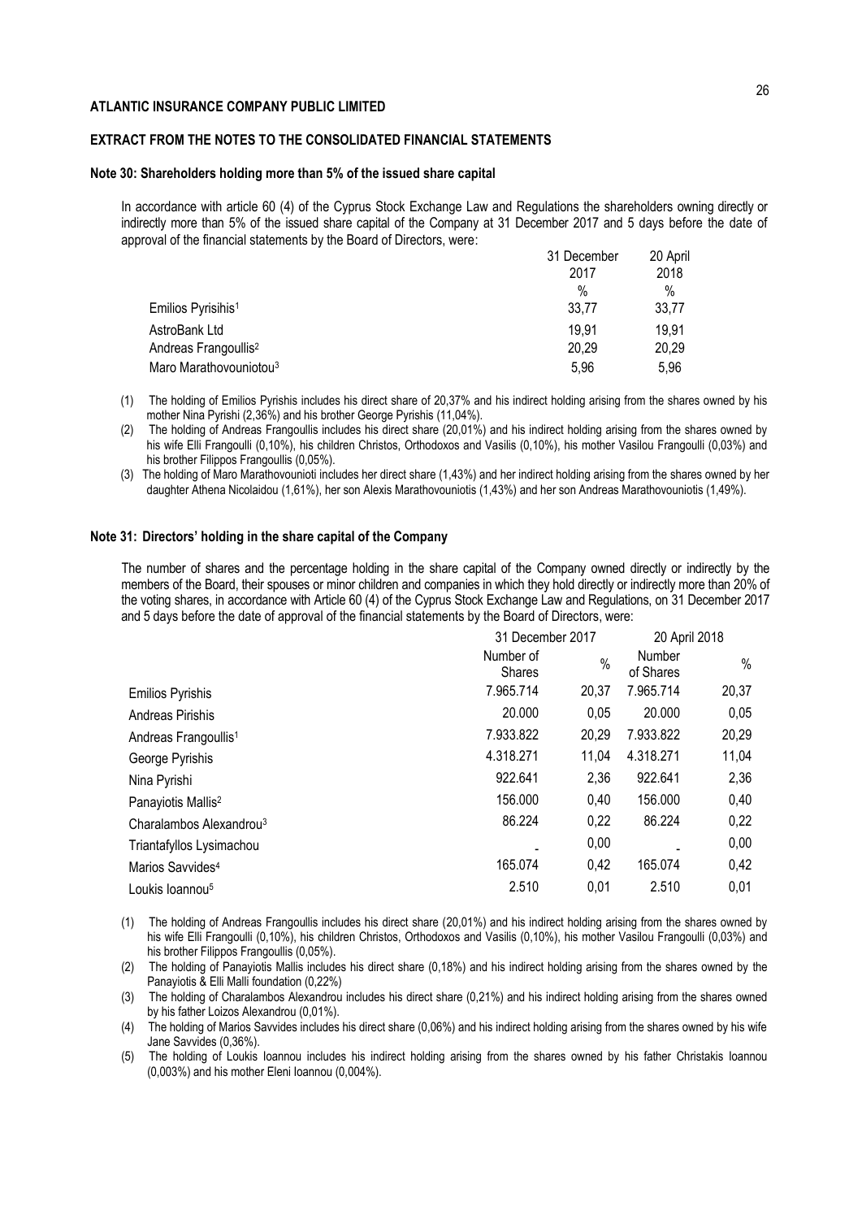**ATLANTIC INSURANCE COMPANY PUBLIC LIMITED**

**EXTRACT FROM THE NOTES TO THE CONSOLIDATED FINANCIAL STATEMENTS**

**Note 30: Shareholders holding more than 5% of the issued share capital**

In accordance with article 60 (4) of the Cyprus Stock Exchange Law and Regulations the shareholders owning directly or indirectly more than 5% of the issued share capital of the Company at 31 December 2017 and 5 days before the date of approval of the financial statements by the Board of Directors, were:

| | 31 December 2017 | 20 April 2018 |
|---|---|---|
| | % | % |
| Emilios Pyrisihis[1] | 33,77 | 33,77 |
| AstroBank Ltd | 19,91 | 19,91 |
| Andreas Frangoullis[2] | 20,29 | 20,29 |
| Maro Marathovouniotou[3] | 5,96 | 5,96 |

(1) The holding of Emilios Pyrishis includes his direct share of 20,37% and his indirect holding arising from the shares owned by his mother Nina Pyrishi (2,36%) and his brother George Pyrishis (11,04%).

(2) The holding of Andreas Frangoullis includes his direct share (20,01%) and his indirect holding arising from the shares owned by his wife Elli Frangoulli (0,10%), his children Christos, Orthodoxos and Vasilis (0,10%), his mother Vasilou Frangoulli (0,03%) and his brother Filippos Frangoullis (0,05%).

(3) The holding of Maro Marathovounioti includes her direct share (1,43%) and her indirect holding arising from the shares owned by her daughter Athena Nicolaidou (1,61%), her son Alexis Marathovouniotis (1,43%) and her son Andreas Marathovouniotis (1,49%).

**Note 31: Directors' holding in the share capital of the Company**

The number of shares and the percentage holding in the share capital of the Company owned directly or indirectly by the members of the Board, their spouses or minor children and companies in which they hold directly or indirectly more than 20% of the voting shares, in accordance with Article 60 (4) of the Cyprus Stock Exchange Law and Regulations, on 31 December 2017 and 5 days before the date of approval of the financial statements by the Board of Directors, were:

| | 31 December 2017 | | 20 April 2018 | |
|---|---|---|---|---|
| | Number of Shares | % | Number of Shares | % |
| Emilios Pyrishis | 7.965.714 | 20,37 | 7.965.714 | 20,37 |
| Andreas Pirishis | 20.000 | 0,05 | 20.000 | 0,05 |
| Andreas Frangoullis[1] | 7.933.822 | 20,29 | 7.933.822 | 20,29 |
| George Pyrishis | 4.318.271 | 11,04 | 4.318.271 | 11,04 |
| Nina Pyrishi | 922.641 | 2,36 | 922.641 | 2,36 |
| Panayiotis Mallis[2] | 156.000 | 0,40 | 156.000 | 0,40 |
| Charalambos Alexandrou[3] | 86.224 | 0,22 | 86.224 | 0,22 |
| Triantafyllos Lysimachou | - | 0,00 | - | 0,00 |
| Marios Savvides[4] | 165.074 | 0,42 | 165.074 | 0,42 |
| Loukis Ioannou[5] | 2.510 | 0,01 | 2.510 | 0,01 |

(1) The holding of Andreas Frangoullis includes his direct share (20,01%) and his indirect holding arising from the shares owned by his wife Elli Frangoulli (0,10%), his children Christos, Orthodoxos and Vasilis (0,10%), his mother Vasilou Frangoulli (0,03%) and his brother Filippos Frangoullis (0,05%).

(2) The holding of Panayiotis Mallis includes his direct share (0,18%) and his indirect holding arising from the shares owned by the Panayiotis & Elli Malli foundation (0,22%)

(3) The holding of Charalambos Alexandrou includes his direct share (0,21%) and his indirect holding arising from the shares owned by his father Loizos Alexandrou (0,01%).

(4) The holding of Marios Savvides includes his direct share (0,06%) and his indirect holding arising from the shares owned by his wife Jane Savvides (0,36%).

(5) The holding of Loukis Ioannou includes his indirect holding arising from the shares owned by his father Christakis Ioannou (0,003%) and his mother Eleni Ioannou (0,004%).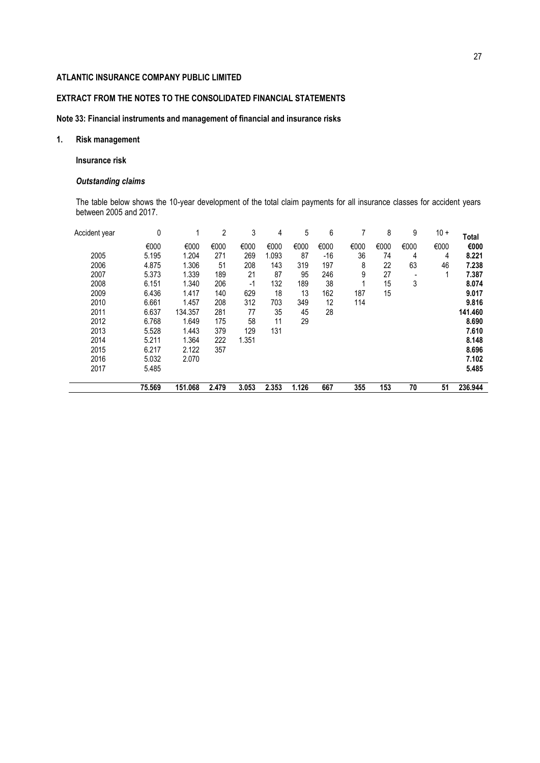**ATLANTIC INSURANCE COMPANY PUBLIC LIMITED**

**EXTRACT FROM THE NOTES TO THE CONSOLIDATED FINANCIAL STATEMENTS**

**Note 33: Financial instruments and management of financial and insurance risks**

**1. Risk management**

**Insurance risk**

***Outstanding claims***

The table below shows the 10-year development of the total claim payments for all insurance classes for accident years between 2005 and 2017.

| Accident year | 0 | 1 | 2 | 3 | 4 | 5 | 6 | 7 | 8 | 9 | 10 + | **Total** |
|---|---|---|---|---|---|---|---|---|---|---|---|---|
| | €000 | €000 | €000 | €000 | €000 | €000 | €000 | €000 | €000 | €000 | €000 | **€000** |
| 2005 | 5.195 | 1.204 | 271 | 269 | 1.093 | 87 | -16 | 36 | 74 | 4 | 4 | **8.221** |
| 2006 | 4.875 | 1.306 | 51 | 208 | 143 | 319 | 197 | 8 | 22 | 63 | 46 | **7.238** |
| 2007 | 5.373 | 1.339 | 189 | 21 | 87 | 95 | 246 | 9 | 27 | - | 1 | **7.387** |
| 2008 | 6.151 | 1.340 | 206 | -1 | 132 | 189 | 38 | 1 | 15 | 3 | | **8.074** |
| 2009 | 6.436 | 1.417 | 140 | 629 | 18 | 13 | 162 | 187 | 15 | | | **9.017** |
| 2010 | 6.661 | 1.457 | 208 | 312 | 703 | 349 | 12 | 114 | | | | **9.816** |
| 2011 | 6.637 | 134.357 | 281 | 77 | 35 | 45 | 28 | | | | | **141.460** |
| 2012 | 6.768 | 1.649 | 175 | 58 | 11 | 29 | | | | | | **8.690** |
| 2013 | 5.528 | 1.443 | 379 | 129 | 131 | | | | | | | **7.610** |
| 2014 | 5.211 | 1.364 | 222 | 1.351 | | | | | | | | **8.148** |
| 2015 | 6.217 | 2.122 | 357 | | | | | | | | | **8.696** |
| 2016 | 5.032 | 2.070 | | | | | | | | | | **7.102** |
| 2017 | 5.485 | | | | | | | | | | | **5.485** |
| | **75.569** | **151.068** | **2.479** | **3.053** | **2.353** | **1.126** | **667** | **355** | **153** | **70** | **51** | **236.944** |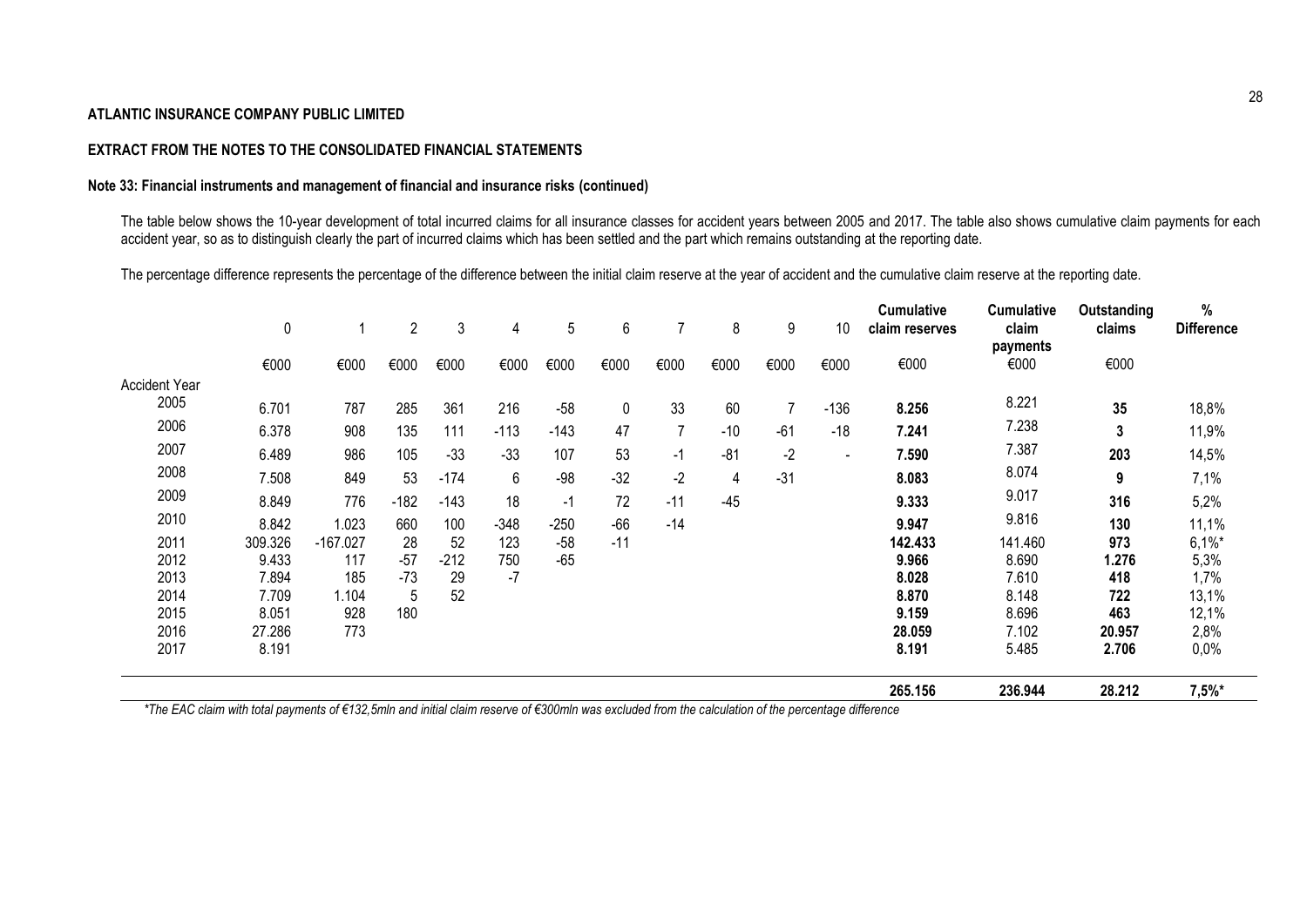**ATLANTIC INSURANCE COMPANY PUBLIC LIMITED**

**EXTRACT FROM THE NOTES TO THE CONSOLIDATED FINANCIAL STATEMENTS**

**Note 33: Financial instruments and management of financial and insurance risks (continued)**

The table below shows the 10-year development of total incurred claims for all insurance classes for accident years between 2005 and 2017. The table also shows cumulative claim payments for each accident year, so as to distinguish clearly the part of incurred claims which has been settled and the part which remains outstanding at the reporting date.

The percentage difference represents the percentage of the difference between the initial claim reserve at the year of accident and the cumulative claim reserve at the reporting date.

| | 0 | 1 | 2 | 3 | 4 | 5 | 6 | 7 | 8 | 9 | 10 | Cumulative claim reserves | Cumulative claim payments | Outstanding claims | % Difference |
|---|---|---|---|---|---|---|---|---|---|---|---|---|---|---|---|
| | €000 | €000 | €000 | €000 | €000 | €000 | €000 | €000 | €000 | €000 | €000 | €000 | €000 | €000 | |
| Accident Year | | | | | | | | | | | | | | | |
| 2005 | 6.701 | 787 | 285 | 361 | 216 | -58 | 0 | 33 | 60 | 7 | -136 | **8.256** | 8.221 | **35** | 18,8% |
| 2006 | 6.378 | 908 | 135 | 111 | -113 | -143 | 47 | 7 | -10 | -61 | -18 | **7.241** | 7.238 | **3** | 11,9% |
| 2007 | 6.489 | 986 | 105 | -33 | -33 | 107 | 53 | -1 | -81 | -2 | - | **7.590** | 7.387 | **203** | 14,5% |
| 2008 | 7.508 | 849 | 53 | -174 | 6 | -98 | -32 | -2 | 4 | -31 | | **8.083** | 8.074 | **9** | 7,1% |
| 2009 | 8.849 | 776 | -182 | -143 | 18 | -1 | 72 | -11 | -45 | | | **9.333** | 9.017 | **316** | 5,2% |
| 2010 | 8.842 | 1.023 | 660 | 100 | -348 | -250 | -66 | -14 | | | | **9.947** | 9.816 | **130** | 11,1% |
| 2011 | 309.326 | -167.027 | 28 | 52 | 123 | -58 | -11 | | | | | **142.433** | 141.460 | **973** | 6,1%* |
| 2012 | 9.433 | 117 | -57 | -212 | 750 | -65 | | | | | | **9.966** | 8.690 | **1.276** | 5,3% |
| 2013 | 7.894 | 185 | -73 | 29 | -7 | | | | | | | **8.028** | 7.610 | **418** | 1,7% |
| 2014 | 7.709 | 1.104 | 5 | 52 | | | | | | | | **8.870** | 8.148 | **722** | 13,1% |
| 2015 | 8.051 | 928 | 180 | | | | | | | | | **9.159** | 8.696 | **463** | 12,1% |
| 2016 | 27.286 | 773 | | | | | | | | | | **28.059** | 7.102 | **20.957** | 2,8% |
| 2017 | 8.191 | | | | | | | | | | | **8.191** | 5.485 | **2.706** | 0,0% |
| | | | | | | | | | | | | **265.156** | **236.944** | **28.212** | **7,5%*** |

*\*The EAC claim with total payments of €132,5mln and initial claim reserve of €300mln was excluded from the calculation of the percentage difference*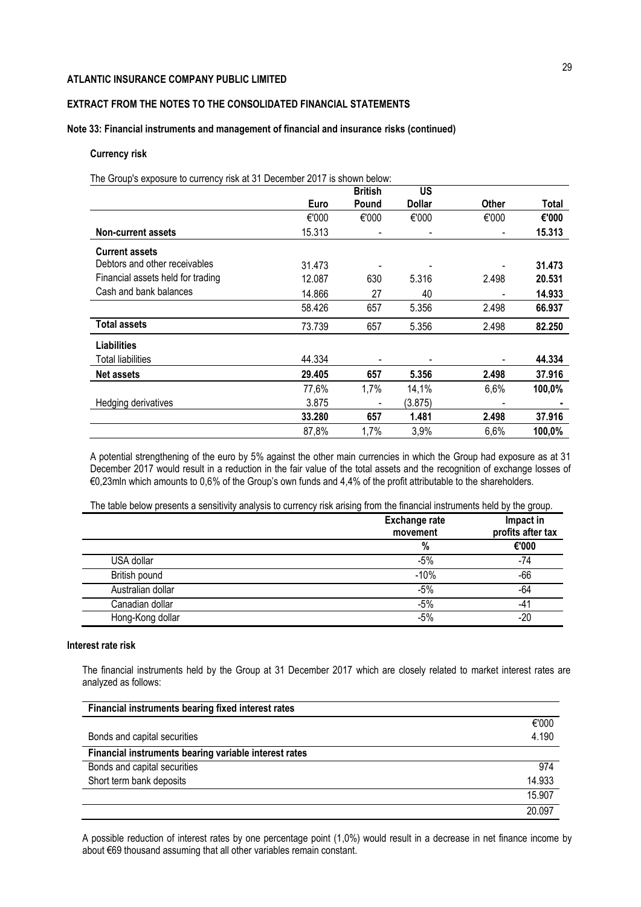**ATLANTIC INSURANCE COMPANY PUBLIC LIMITED**

**EXTRACT FROM THE NOTES TO THE CONSOLIDATED FINANCIAL STATEMENTS**

**Note 33: Financial instruments and management of financial and insurance risks (continued)**

**Currency risk**

The Group's exposure to currency risk at 31 December 2017 is shown below:

| | Euro | British Pound | US Dollar | Other | Total |
|---|---|---|---|---|---|
| | €'000 | €'000 | €'000 | €'000 | **€'000** |
| **Non-current assets** | 15.313 | - | - | - | **15.313** |
| **Current assets** | | | | | |
| Debtors and other receivables | 31.473 | - | - | - | **31.473** |
| Financial assets held for trading | 12.087 | 630 | 5.316 | 2.498 | **20.531** |
| Cash and bank balances | 14.866 | 27 | 40 | - | **14.933** |
| | 58.426 | 657 | 5.356 | 2.498 | **66.937** |
| **Total assets** | 73.739 | 657 | 5.356 | 2.498 | **82.250** |
| **Liabilities** | | | | | |
| Total liabilities | 44.334 | - | - | - | **44.334** |
| **Net assets** | **29.405** | **657** | **5.356** | **2.498** | **37.916** |
| | 77,6% | 1,7% | 14,1% | 6,6% | **100,0%** |
| Hedging derivatives | 3.875 | - | (3.875) | - | **-** |
| | **33.280** | **657** | **1.481** | **2.498** | **37.916** |
| | 87,8% | 1,7% | 3,9% | 6,6% | **100,0%** |

A potential strengthening of the euro by 5% against the other main currencies in which the Group had exposure as at 31 December 2017 would result in a reduction in the fair value of the total assets and the recognition of exchange losses of €0,23mln which amounts to 0,6% of the Group's own funds and 4,4% of the profit attributable to the shareholders.

The table below presents a sensitivity analysis to currency risk arising from the financial instruments held by the group.

| | Exchange rate movement | Impact in profits after tax |
|---|---|---|
| | **%** | **€'000** |
| USA dollar | -5% | -74 |
| British pound | -10% | -66 |
| Australian dollar | -5% | -64 |
| Canadian dollar | -5% | -41 |
| Hong-Kong dollar | -5% | -20 |

**Interest rate risk**

The financial instruments held by the Group at 31 December 2017 which are closely related to market interest rates are analyzed as follows:

| **Financial instruments bearing fixed interest rates** | |
|---|---|
| | €'000 |
| Bonds and capital securities | 4.190 |
| **Financial instruments bearing variable interest rates** | |
| Bonds and capital securities | 974 |
| Short term bank deposits | 14.933 |
| | 15.907 |
| | 20.097 |

A possible reduction of interest rates by one percentage point (1,0%) would result in a decrease in net finance income by about €69 thousand assuming that all other variables remain constant.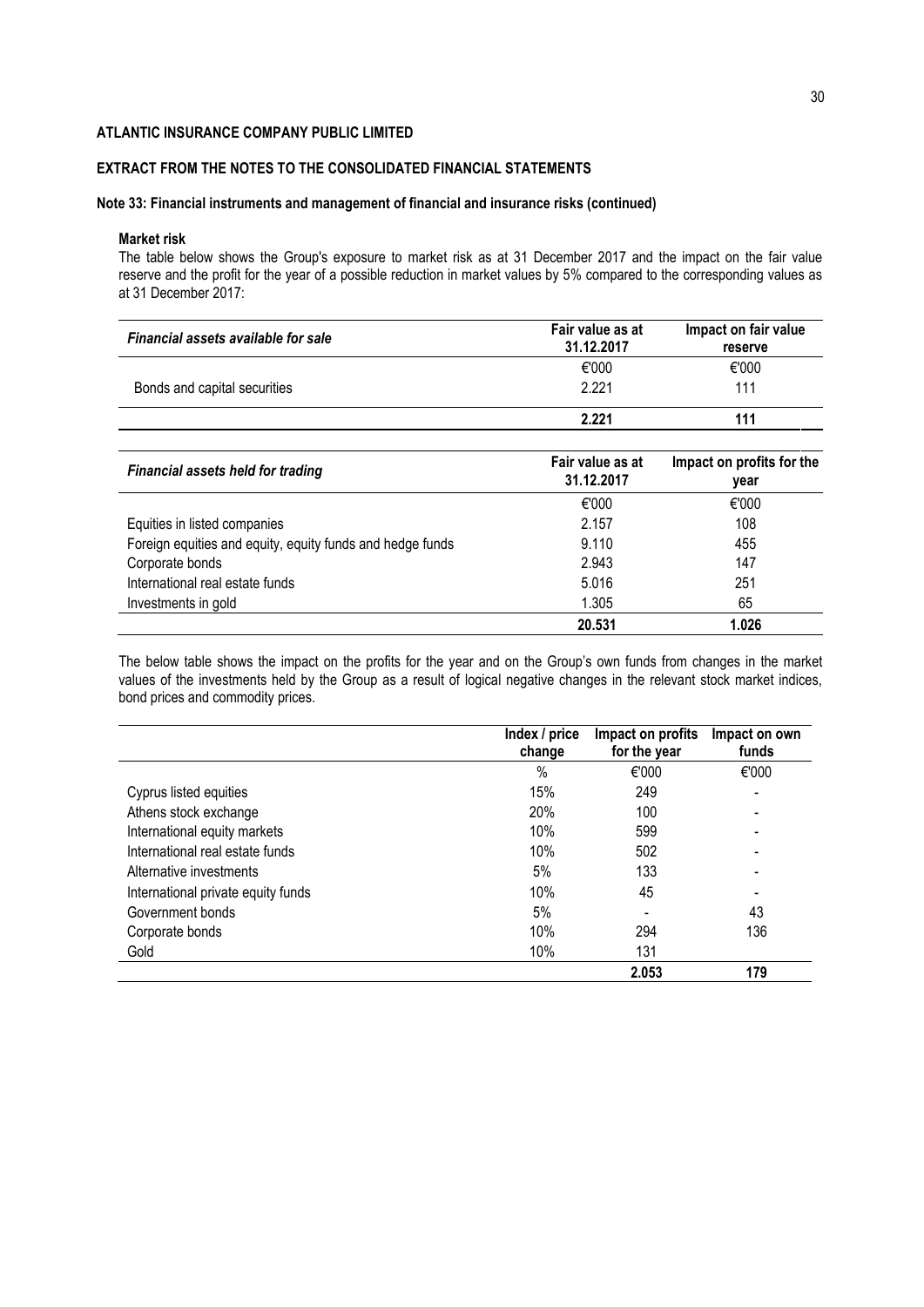**ATLANTIC INSURANCE COMPANY PUBLIC LIMITED**

**EXTRACT FROM THE NOTES TO THE CONSOLIDATED FINANCIAL STATEMENTS**

**Note 33: Financial instruments and management of financial and insurance risks (continued)**

**Market risk**

The table below shows the Group's exposure to market risk as at 31 December 2017 and the impact on the fair value reserve and the profit for the year of a possible reduction in market values by 5% compared to the corresponding values as at 31 December 2017:

| *Financial assets available for sale* | Fair value as at 31.12.2017 | Impact on fair value reserve |
|---|---|---|
| | €'000 | €'000 |
| Bonds and capital securities | 2.221 | 111 |
| | **2.221** | **111** |

| *Financial assets held for trading* | Fair value as at 31.12.2017 | Impact on profits for the year |
|---|---|---|
| | €'000 | €'000 |
| Equities in listed companies | 2.157 | 108 |
| Foreign equities and equity, equity funds and hedge funds | 9.110 | 455 |
| Corporate bonds | 2.943 | 147 |
| International real estate funds | 5.016 | 251 |
| Investments in gold | 1.305 | 65 |
| | **20.531** | **1.026** |

The below table shows the impact on the profits for the year and on the Group's own funds from changes in the market values of the investments held by the Group as a result of logical negative changes in the relevant stock market indices, bond prices and commodity prices.

| | Index / price change | Impact on profits for the year | Impact on own funds |
|---|---|---|---|
| | % | €'000 | €'000 |
| Cyprus listed equities | 15% | 249 | - |
| Athens stock exchange | 20% | 100 | - |
| International equity markets | 10% | 599 | - |
| International real estate funds | 10% | 502 | - |
| Alternative investments | 5% | 133 | - |
| International private equity funds | 10% | 45 | - |
| Government bonds | 5% | - | 43 |
| Corporate bonds | 10% | 294 | 136 |
| Gold | 10% | 131 | |
| | | **2.053** | **179** |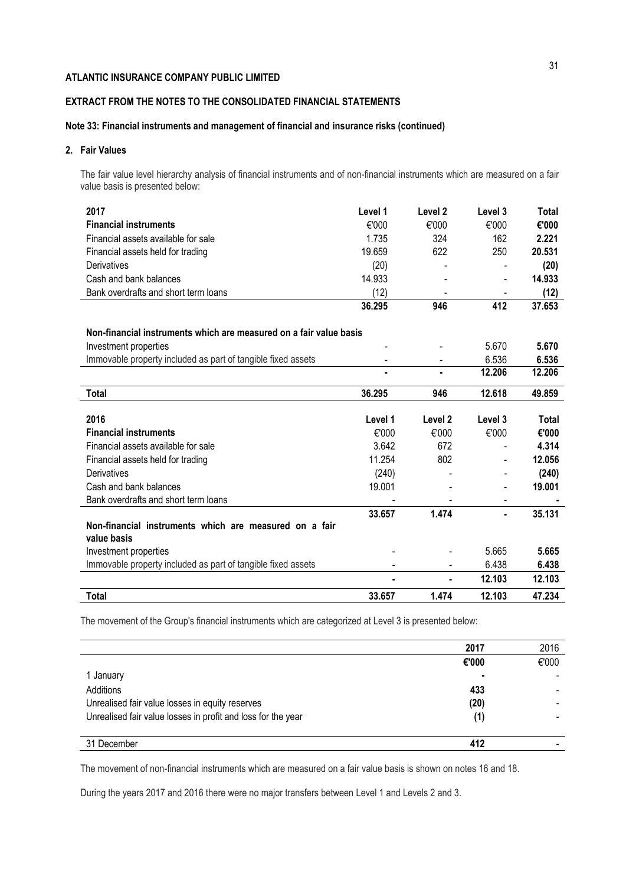**ATLANTIC INSURANCE COMPANY PUBLIC LIMITED**

**EXTRACT FROM THE NOTES TO THE CONSOLIDATED FINANCIAL STATEMENTS**

**Note 33: Financial instruments and management of financial and insurance risks (continued)**

**2. Fair Values**

The fair value level hierarchy analysis of financial instruments and of non-financial instruments which are measured on a fair value basis is presented below:

| 2017 | Level 1 | Level 2 | Level 3 | Total |
|---|---|---|---|---|
| **Financial instruments** | €'000 | €'000 | €'000 | **€'000** |
| Financial assets available for sale | 1.735 | 324 | 162 | **2.221** |
| Financial assets held for trading | 19.659 | 622 | 250 | **20.531** |
| Derivatives | (20) | - | - | **(20)** |
| Cash and bank balances | 14.933 | - | - | **14.933** |
| Bank overdrafts and short term loans | (12) | - | - | **(12)** |
| | **36.295** | **946** | **412** | **37.653** |
| **Non-financial instruments which are measured on a fair value basis** | | | | |
| Investment properties | - | - | 5.670 | **5.670** |
| Immovable property included as part of tangible fixed assets | - | - | 6.536 | **6.536** |
| | **-** | **-** | **12.206** | **12.206** |
| **Total** | **36.295** | **946** | **12.618** | **49.859** |

| 2016 | Level 1 | Level 2 | Level 3 | Total |
|---|---|---|---|---|
| **Financial instruments** | €'000 | €'000 | €'000 | **€'000** |
| Financial assets available for sale | 3.642 | 672 | - | **4.314** |
| Financial assets held for trading | 11.254 | 802 | - | **12.056** |
| Derivatives | (240) | - | - | **(240)** |
| Cash and bank balances | 19.001 | - | - | **19.001** |
| Bank overdrafts and short term loans | - | - | - | **-** |
| | **33.657** | **1.474** | **-** | **35.131** |
| **Non-financial instruments which are measured on a fair value basis** | | | | |
| Investment properties | - | - | 5.665 | **5.665** |
| Immovable property included as part of tangible fixed assets | - | - | 6.438 | **6.438** |
| | **-** | **-** | **12.103** | **12.103** |
| **Total** | **33.657** | **1.474** | **12.103** | **47.234** |

The movement of the Group's financial instruments which are categorized at Level 3 is presented below:

| | 2017 | 2016 |
|---|---|---|
| | **€'000** | €'000 |
| 1 January | **-** | - |
| Additions | **433** | - |
| Unrealised fair value losses in equity reserves | **(20)** | - |
| Unrealised fair value losses in profit and loss for the year | **(1)** | - |
| 31 December | **412** | - |

The movement of non-financial instruments which are measured on a fair value basis is shown on notes 16 and 18.

During the years 2017 and 2016 there were no major transfers between Level 1 and Levels 2 and 3.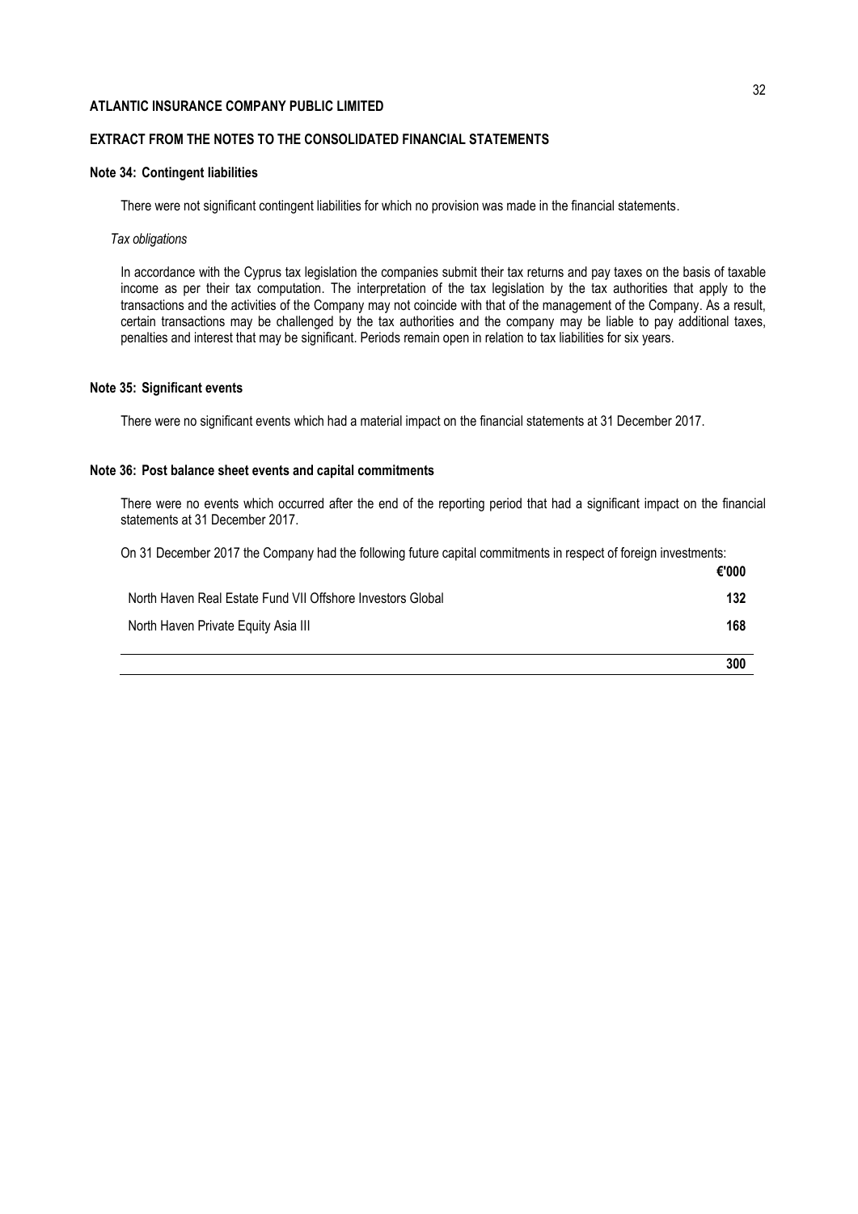**ATLANTIC INSURANCE COMPANY PUBLIC LIMITED**

**EXTRACT FROM THE NOTES TO THE CONSOLIDATED FINANCIAL STATEMENTS**

### Note 34: Contingent liabilities

There were not significant contingent liabilities for which no provision was made in the financial statements.

*Tax obligations*

In accordance with the Cyprus tax legislation the companies submit their tax returns and pay taxes on the basis of taxable income as per their tax computation. The interpretation of the tax legislation by the tax authorities that apply to the transactions and the activities of the Company may not coincide with that of the management of the Company. As a result, certain transactions may be challenged by the tax authorities and the company may be liable to pay additional taxes, penalties and interest that may be significant. Periods remain open in relation to tax liabilities for six years.

### Note 35: Significant events

There were no significant events which had a material impact on the financial statements at 31 December 2017.

### Note 36: Post balance sheet events and capital commitments

There were no events which occurred after the end of the reporting period that had a significant impact on the financial statements at 31 December 2017.

On 31 December 2017 the Company had the following future capital commitments in respect of foreign investments:

| | **€'000** |
|---|---|
| North Haven Real Estate Fund VII Offshore Investors Global | **132** |
| North Haven Private Equity Asia III | **168** |
| | **300** |